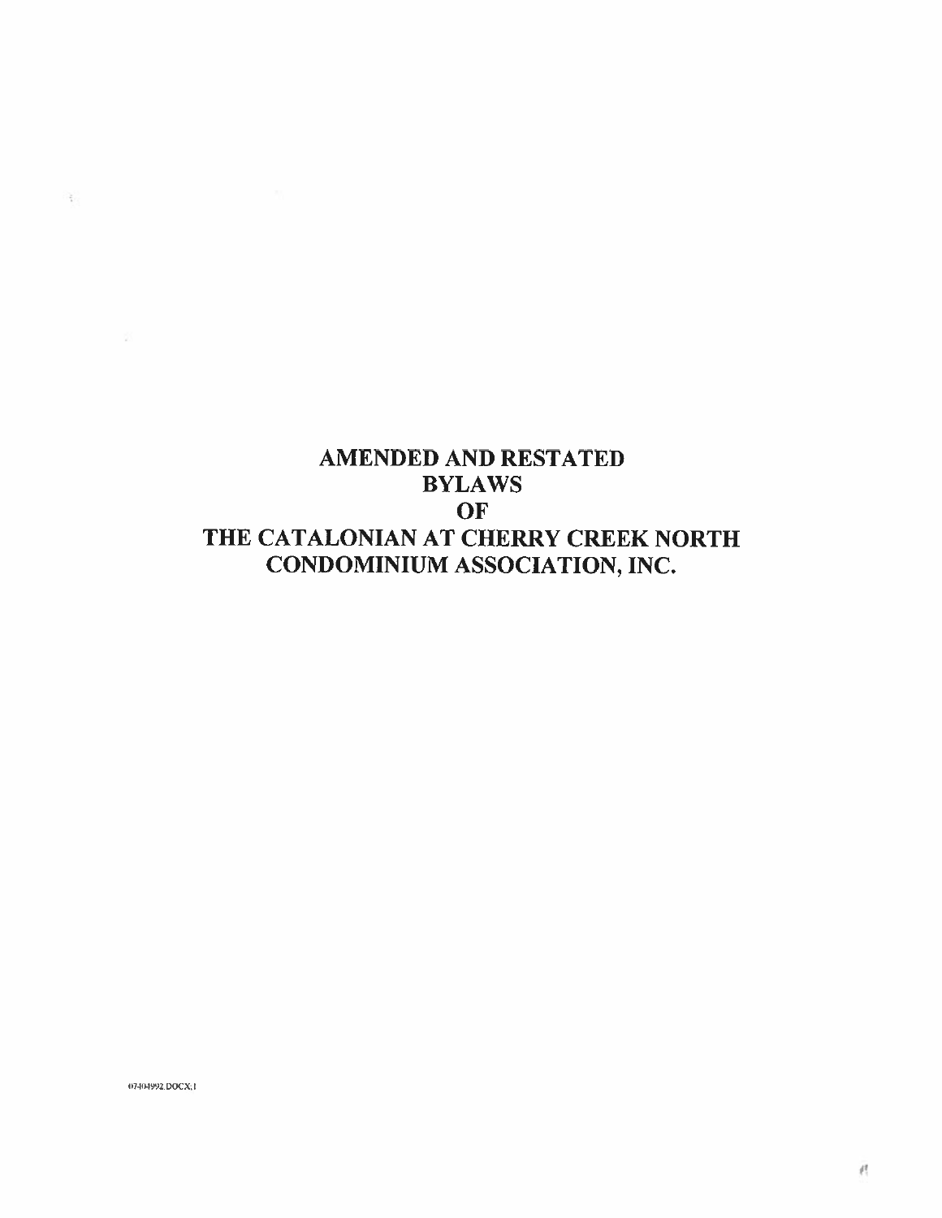# AMENDED AND RESTATED BYLAWS OF THE CATALONIAN AT CHERRY CREEK NORTH CONDOMINIUM ASSOCIATION, INC.

07404992.DOCX;1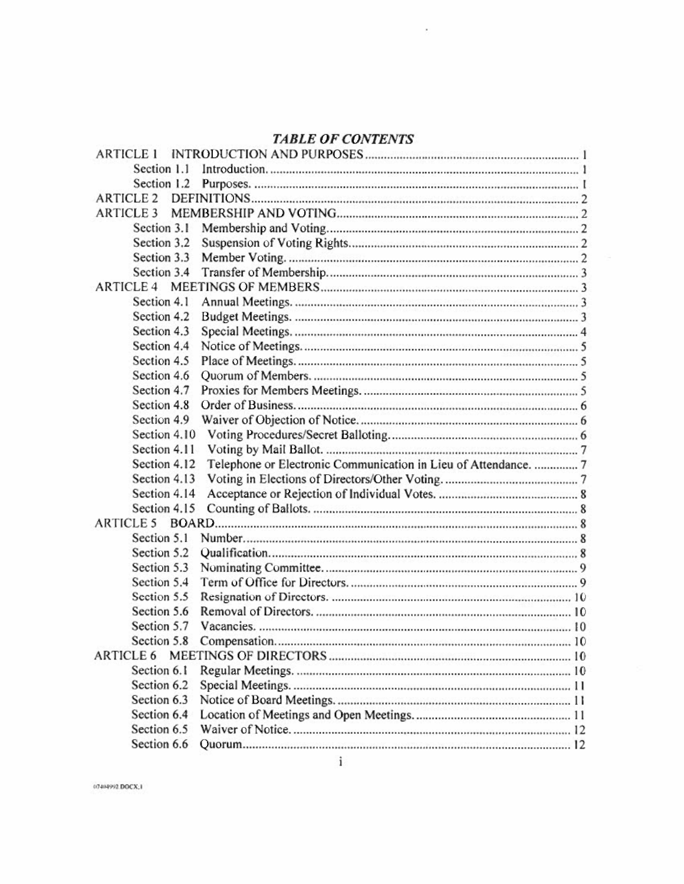# *TABLE OF CONTENTS*

| | | |
|---|---|---|
| ARTICLE 1 | INTRODUCTION AND PURPOSES | 1 |
| Section 1.1 | Introduction. | 1 |
| Section 1.2 | Purposes. | 1 |
| ARTICLE 2 | DEFINITIONS | 2 |
| ARTICLE 3 | MEMBERSHIP AND VOTING | 2 |
| Section 3.1 | Membership and Voting | 2 |
| Section 3.2 | Suspension of Voting Rights | 2 |
| Section 3.3 | Member Voting. | 2 |
| Section 3.4 | Transfer of Membership | 3 |
| ARTICLE 4 | MEETINGS OF MEMBERS | 3 |
| Section 4.1 | Annual Meetings. | 3 |
| Section 4.2 | Budget Meetings. | 3 |
| Section 4.3 | Special Meetings. | 4 |
| Section 4.4 | Notice of Meetings. | 5 |
| Section 4.5 | Place of Meetings. | 5 |
| Section 4.6 | Quorum of Members. | 5 |
| Section 4.7 | Proxies for Members Meetings. | 5 |
| Section 4.8 | Order of Business. | 6 |
| Section 4.9 | Waiver of Objection of Notice. | 6 |
| Section 4.10 | Voting Procedures/Secret Balloting. | 6 |
| Section 4.11 | Voting by Mail Ballot. | 7 |
| Section 4.12 | Telephone or Electronic Communication in Lieu of Attendance. | 7 |
| Section 4.13 | Voting in Elections of Directors/Other Voting. | 7 |
| Section 4.14 | Acceptance or Rejection of Individual Votes. | 8 |
| Section 4.15 | Counting of Ballots. | 8 |
| ARTICLE 5 | BOARD | 8 |
| Section 5.1 | Number | 8 |
| Section 5.2 | Qualification | 8 |
| Section 5.3 | Nominating Committee. | 9 |
| Section 5.4 | Term of Office for Directors. | 9 |
| Section 5.5 | Resignation of Directors. | 10 |
| Section 5.6 | Removal of Directors. | 10 |
| Section 5.7 | Vacancies. | 10 |
| Section 5.8 | Compensation. | 10 |
| ARTICLE 6 | MEETINGS OF DIRECTORS | 10 |
| Section 6.1 | Regular Meetings. | 10 |
| Section 6.2 | Special Meetings. | 11 |
| Section 6.3 | Notice of Board Meetings. | 11 |
| Section 6.4 | Location of Meetings and Open Meetings. | 11 |
| Section 6.5 | Waiver of Notice. | 12 |
| Section 6.6 | Quorum | 12 |

07404992 DOCX;1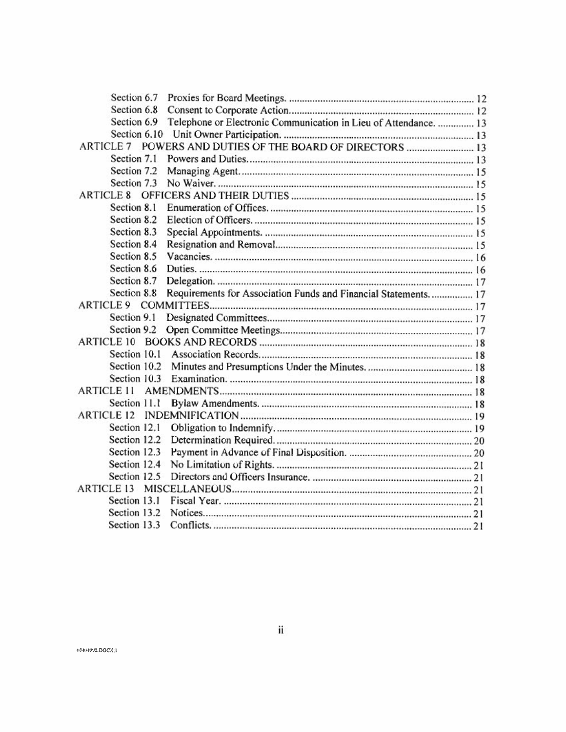Section 6.7 Proxies for Board Meetings. ........................................................................ 12
Section 6.8 Consent to Corporate Action........................................................................ 12
Section 6.9 Telephone or Electronic Communication in Lieu of Attendance. .............. 13
Section 6.10 Unit Owner Participation. ......................................................................... 13
ARTICLE 7 POWERS AND DUTIES OF THE BOARD OF DIRECTORS .......................... 13
Section 7.1 Powers and Duties....................................................................................... 13
Section 7.2 Managing Agent........................................................................................... 15
Section 7.3 No Waiver. ................................................................................................... 15
ARTICLE 8 OFFICERS AND THEIR DUTIES ...................................................................... 15
Section 8.1 Enumeration of Offices. ............................................................................... 15
Section 8.2 Election of Officers. ..................................................................................... 15
Section 8.3 Special Appointments. ................................................................................. 15
Section 8.4 Resignation and Removal............................................................................. 15
Section 8.5 Vacancies. .................................................................................................... 16
Section 8.6 Duties. .......................................................................................................... 16
Section 8.7 Delegation. ................................................................................................... 17
Section 8.8 Requirements for Association Funds and Financial Statements. ................ 17
ARTICLE 9 COMMITTEES...................................................................................................... 17
Section 9.1 Designated Committees................................................................................ 17
Section 9.2 Open Committee Meetings........................................................................... 17
ARTICLE 10 BOOKS AND RECORDS ................................................................................... 18
Section 10.1 Association Records.................................................................................. 18
Section 10.2 Minutes and Presumptions Under the Minutes. ......................................... 18
Section 10.3 Examination. .............................................................................................. 18
ARTICLE 11 AMENDMENTS.................................................................................................. 18
Section 11.1 Bylaw Amendments. .................................................................................. 18
ARTICLE 12 INDEMNIFICATION ......................................................................................... 19
Section 12.1 Obligation to Indemnify............................................................................. 19
Section 12.2 Determination Required............................................................................. 20
Section 12.3 Payment in Advance of Final Disposition. ................................................ 20
Section 12.4 No Limitation of Rights. ............................................................................ 21
Section 12.5 Directors and Officers Insurance. .............................................................. 21
ARTICLE 13 MISCELLANEOUS............................................................................................. 21
Section 13.1 Fiscal Year. ................................................................................................. 21
Section 13.2 Notices........................................................................................................ 21
Section 13.3 Conflicts. .................................................................................................... 21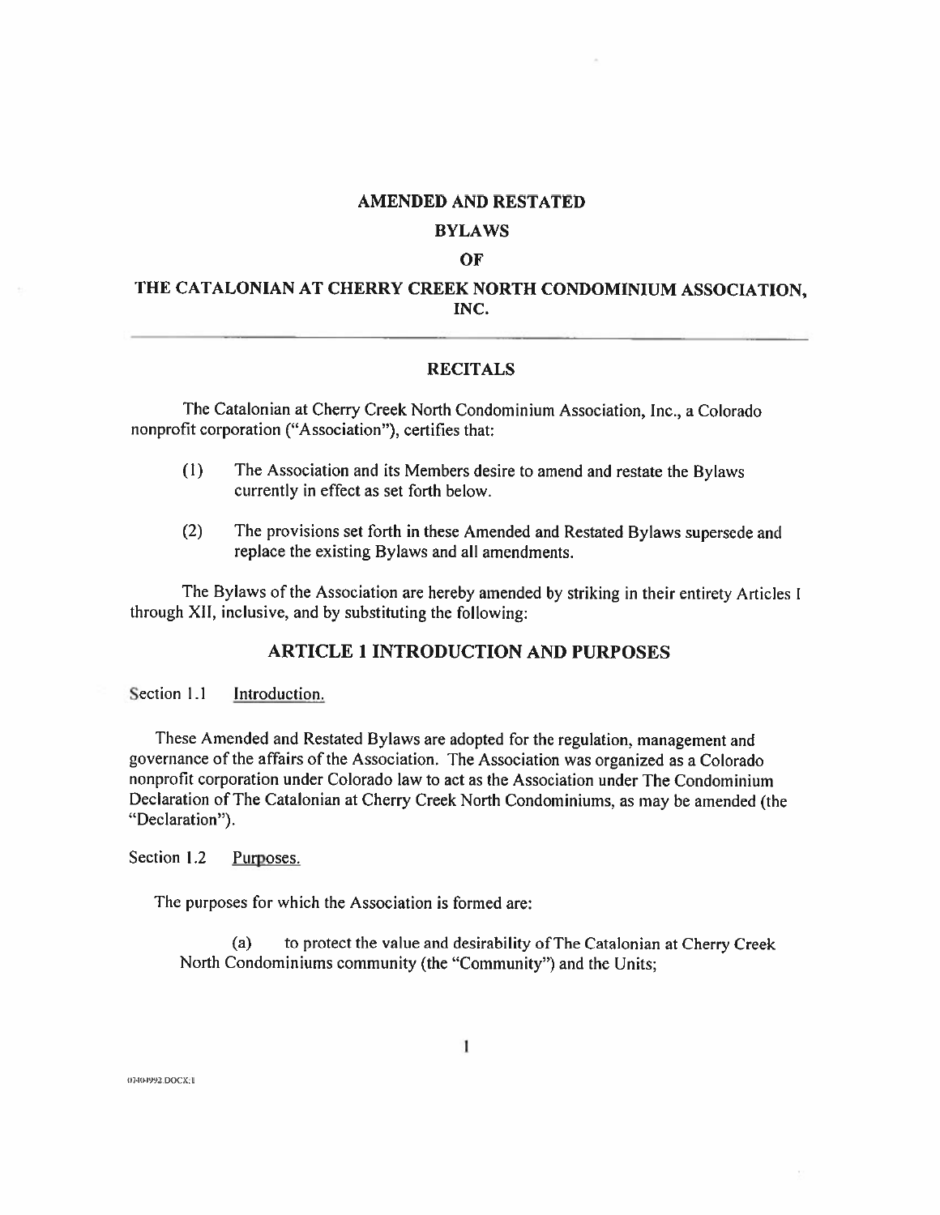# AMENDED AND RESTATED

# BYLAWS

# OF

# THE CATALONIAN AT CHERRY CREEK NORTH CONDOMINIUM ASSOCIATION, INC.

---

## RECITALS

The Catalonian at Cherry Creek North Condominium Association, Inc., a Colorado nonprofit corporation ("Association"), certifies that:

(1) The Association and its Members desire to amend and restate the Bylaws currently in effect as set forth below.

(2) The provisions set forth in these Amended and Restated Bylaws supersede and replace the existing Bylaws and all amendments.

The Bylaws of the Association are hereby amended by striking in their entirety Articles I through XII, inclusive, and by substituting the following:

## ARTICLE 1 INTRODUCTION AND PURPOSES

Section 1.1 Introduction.

These Amended and Restated Bylaws are adopted for the regulation, management and governance of the affairs of the Association. The Association was organized as a Colorado nonprofit corporation under Colorado law to act as the Association under The Condominium Declaration of The Catalonian at Cherry Creek North Condominiums, as may be amended (the "Declaration").

Section 1.2 Purposes.

The purposes for which the Association is formed are:

(a) to protect the value and desirability of The Catalonian at Cherry Creek North Condominiums community (the "Community") and the Units;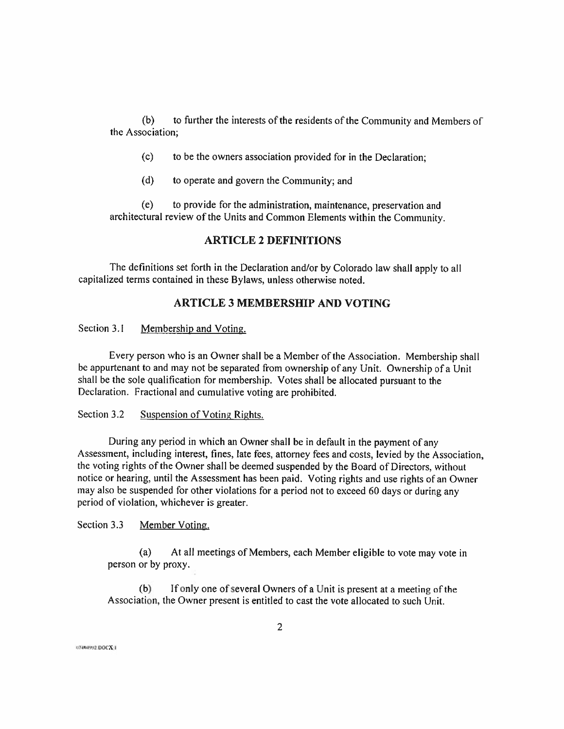(b) to further the interests of the residents of the Community and Members of the Association;

(c) to be the owners association provided for in the Declaration;

(d) to operate and govern the Community; and

(e) to provide for the administration, maintenance, preservation and architectural review of the Units and Common Elements within the Community.

## ARTICLE 2 DEFINITIONS

The definitions set forth in the Declaration and/or by Colorado law shall apply to all capitalized terms contained in these Bylaws, unless otherwise noted.

## ARTICLE 3 MEMBERSHIP AND VOTING

Section 3.1 Membership and Voting.

Every person who is an Owner shall be a Member of the Association. Membership shall be appurtenant to and may not be separated from ownership of any Unit. Ownership of a Unit shall be the sole qualification for membership. Votes shall be allocated pursuant to the Declaration. Fractional and cumulative voting are prohibited.

Section 3.2 Suspension of Voting Rights.

During any period in which an Owner shall be in default in the payment of any Assessment, including interest, fines, late fees, attorney fees and costs, levied by the Association, the voting rights of the Owner shall be deemed suspended by the Board of Directors, without notice or hearing, until the Assessment has been paid. Voting rights and use rights of an Owner may also be suspended for other violations for a period not to exceed 60 days or during any period of violation, whichever is greater.

Section 3.3 Member Voting.

(a) At all meetings of Members, each Member eligible to vote may vote in person or by proxy.

(b) If only one of several Owners of a Unit is present at a meeting of the Association, the Owner present is entitled to cast the vote allocated to such Unit.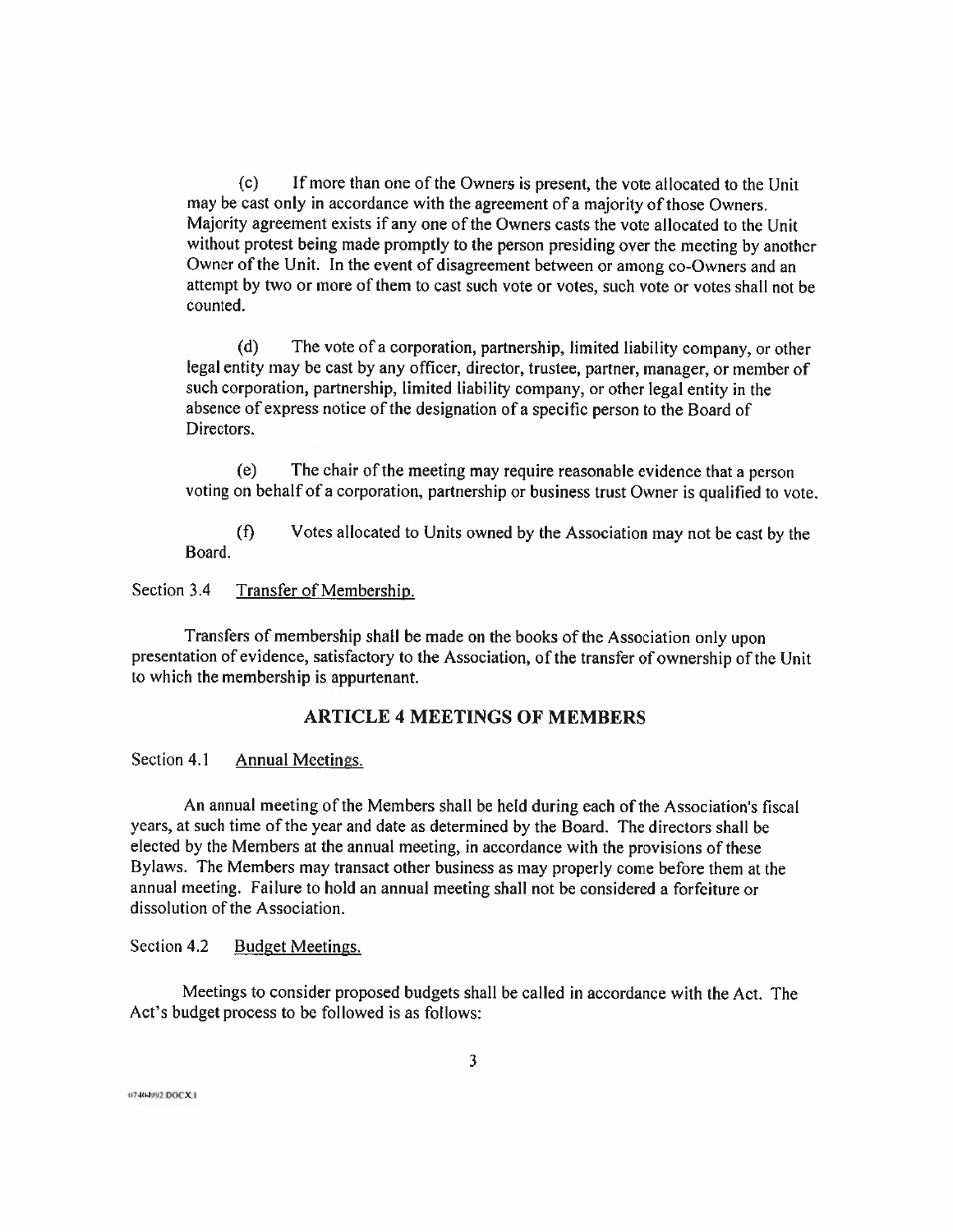(c) If more than one of the Owners is present, the vote allocated to the Unit may be cast only in accordance with the agreement of a majority of those Owners. Majority agreement exists if any one of the Owners casts the vote allocated to the Unit without protest being made promptly to the person presiding over the meeting by another Owner of the Unit. In the event of disagreement between or among co-Owners and an attempt by two or more of them to cast such vote or votes, such vote or votes shall not be counted.

(d) The vote of a corporation, partnership, limited liability company, or other legal entity may be cast by any officer, director, trustee, partner, manager, or member of such corporation, partnership, limited liability company, or other legal entity in the absence of express notice of the designation of a specific person to the Board of Directors.

(e) The chair of the meeting may require reasonable evidence that a person voting on behalf of a corporation, partnership or business trust Owner is qualified to vote.

(f) Votes allocated to Units owned by the Association may not be cast by the Board.

Section 3.4 Transfer of Membership.

Transfers of membership shall be made on the books of the Association only upon presentation of evidence, satisfactory to the Association, of the transfer of ownership of the Unit to which the membership is appurtenant.

## ARTICLE 4 MEETINGS OF MEMBERS

Section 4.1 Annual Meetings.

An annual meeting of the Members shall be held during each of the Association's fiscal years, at such time of the year and date as determined by the Board. The directors shall be elected by the Members at the annual meeting, in accordance with the provisions of these Bylaws. The Members may transact other business as may properly come before them at the annual meeting. Failure to hold an annual meeting shall not be considered a forfeiture or dissolution of the Association.

Section 4.2 Budget Meetings.

Meetings to consider proposed budgets shall be called in accordance with the Act. The Act's budget process to be followed is as follows:

07404992.DOCX.1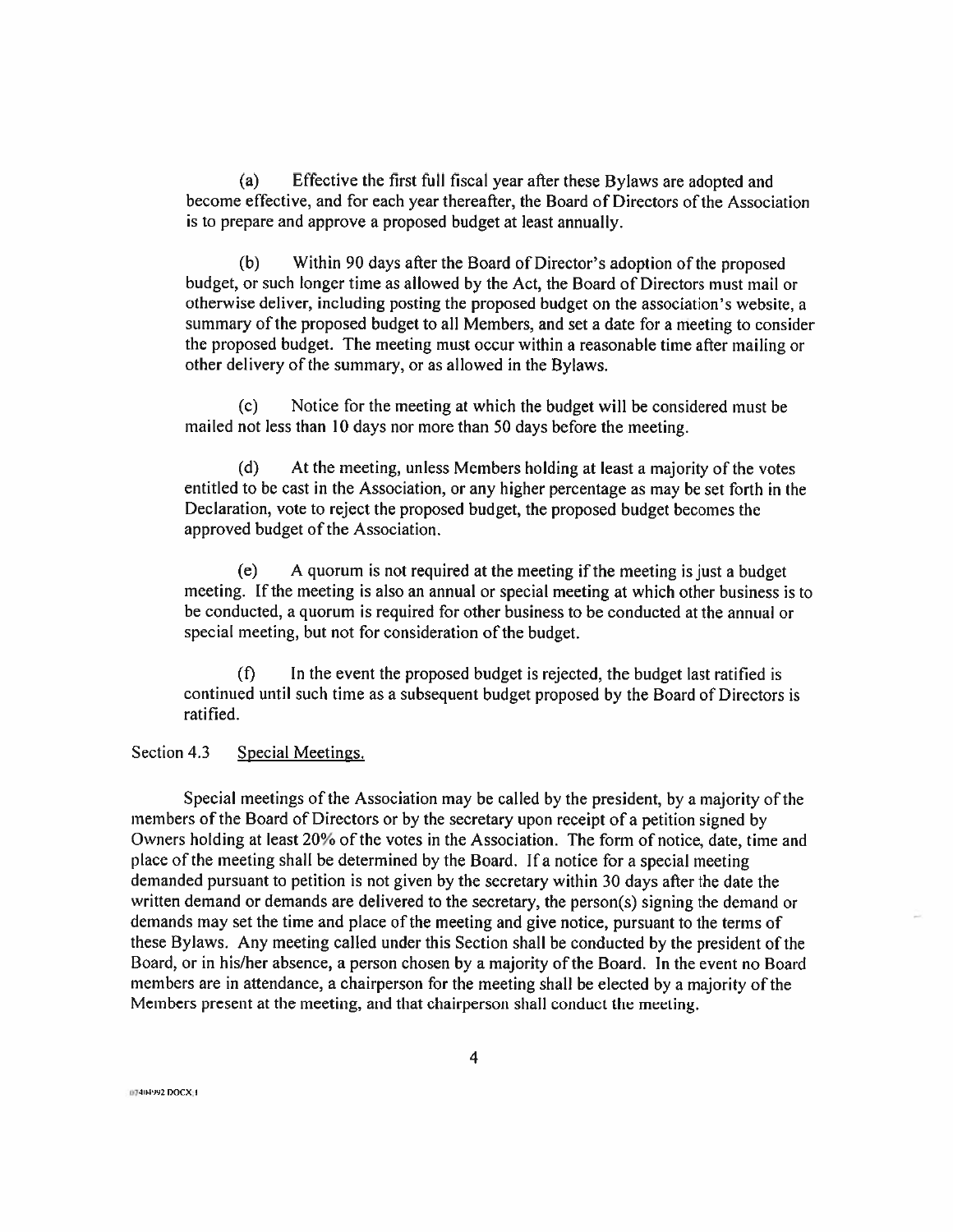(a) Effective the first full fiscal year after these Bylaws are adopted and become effective, and for each year thereafter, the Board of Directors of the Association is to prepare and approve a proposed budget at least annually.

(b) Within 90 days after the Board of Director's adoption of the proposed budget, or such longer time as allowed by the Act, the Board of Directors must mail or otherwise deliver, including posting the proposed budget on the association's website, a summary of the proposed budget to all Members, and set a date for a meeting to consider the proposed budget. The meeting must occur within a reasonable time after mailing or other delivery of the summary, or as allowed in the Bylaws.

(c) Notice for the meeting at which the budget will be considered must be mailed not less than 10 days nor more than 50 days before the meeting.

(d) At the meeting, unless Members holding at least a majority of the votes entitled to be cast in the Association, or any higher percentage as may be set forth in the Declaration, vote to reject the proposed budget, the proposed budget becomes the approved budget of the Association.

(e) A quorum is not required at the meeting if the meeting is just a budget meeting. If the meeting is also an annual or special meeting at which other business is to be conducted, a quorum is required for other business to be conducted at the annual or special meeting, but not for consideration of the budget.

(f) In the event the proposed budget is rejected, the budget last ratified is continued until such time as a subsequent budget proposed by the Board of Directors is ratified.

Section 4.3 Special Meetings.

Special meetings of the Association may be called by the president, by a majority of the members of the Board of Directors or by the secretary upon receipt of a petition signed by Owners holding at least 20% of the votes in the Association. The form of notice, date, time and place of the meeting shall be determined by the Board. If a notice for a special meeting demanded pursuant to petition is not given by the secretary within 30 days after the date the written demand or demands are delivered to the secretary, the person(s) signing the demand or demands may set the time and place of the meeting and give notice, pursuant to the terms of these Bylaws. Any meeting called under this Section shall be conducted by the president of the Board, or in his/her absence, a person chosen by a majority of the Board. In the event no Board members are in attendance, a chairperson for the meeting shall be elected by a majority of the Members present at the meeting, and that chairperson shall conduct the meeting.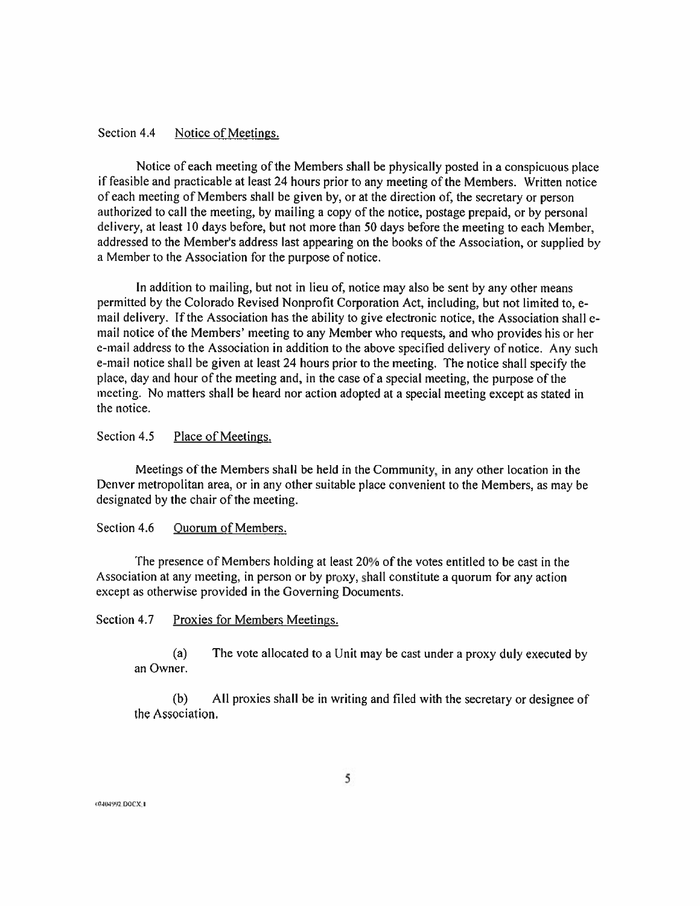Section 4.4 Notice of Meetings.

Notice of each meeting of the Members shall be physically posted in a conspicuous place if feasible and practicable at least 24 hours prior to any meeting of the Members. Written notice of each meeting of Members shall be given by, or at the direction of, the secretary or person authorized to call the meeting, by mailing a copy of the notice, postage prepaid, or by personal delivery, at least 10 days before, but not more than 50 days before the meeting to each Member, addressed to the Member's address last appearing on the books of the Association, or supplied by a Member to the Association for the purpose of notice.

In addition to mailing, but not in lieu of, notice may also be sent by any other means permitted by the Colorado Revised Nonprofit Corporation Act, including, but not limited to, e-mail delivery. If the Association has the ability to give electronic notice, the Association shall e-mail notice of the Members' meeting to any Member who requests, and who provides his or her e-mail address to the Association in addition to the above specified delivery of notice. Any such e-mail notice shall be given at least 24 hours prior to the meeting. The notice shall specify the place, day and hour of the meeting and, in the case of a special meeting, the purpose of the meeting. No matters shall be heard nor action adopted at a special meeting except as stated in the notice.

Section 4.5 Place of Meetings.

Meetings of the Members shall be held in the Community, in any other location in the Denver metropolitan area, or in any other suitable place convenient to the Members, as may be designated by the chair of the meeting.

Section 4.6 Quorum of Members.

The presence of Members holding at least 20% of the votes entitled to be cast in the Association at any meeting, in person or by proxy, shall constitute a quorum for any action except as otherwise provided in the Governing Documents.

Section 4.7 Proxies for Members Meetings.

(a) The vote allocated to a Unit may be cast under a proxy duly executed by an Owner.

(b) All proxies shall be in writing and filed with the secretary or designee of the Association.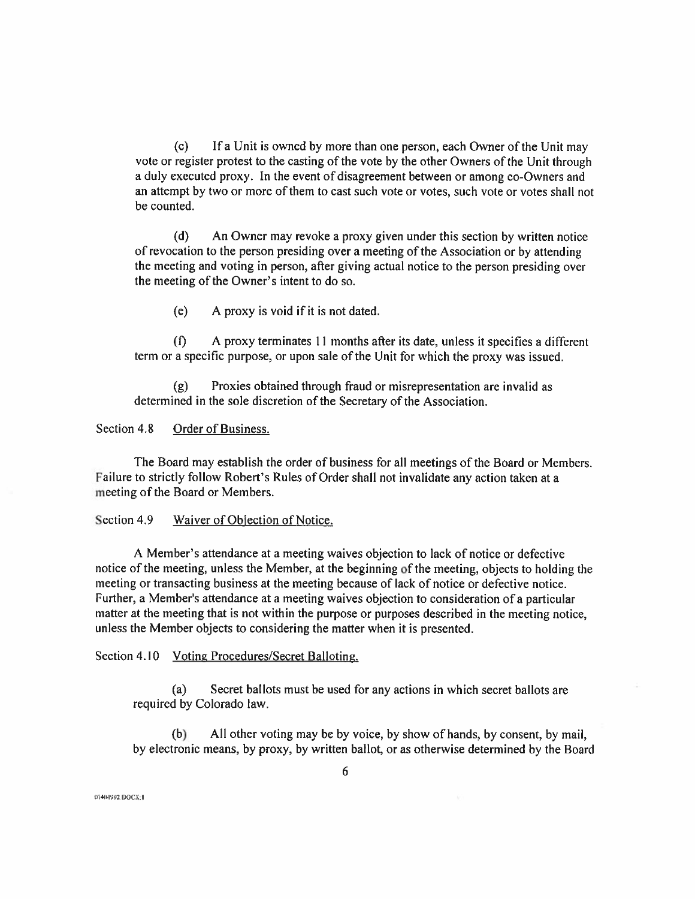(c) If a Unit is owned by more than one person, each Owner of the Unit may vote or register protest to the casting of the vote by the other Owners of the Unit through a duly executed proxy. In the event of disagreement between or among co-Owners and an attempt by two or more of them to cast such vote or votes, such vote or votes shall not be counted.

(d) An Owner may revoke a proxy given under this section by written notice of revocation to the person presiding over a meeting of the Association or by attending the meeting and voting in person, after giving actual notice to the person presiding over the meeting of the Owner's intent to do so.

(e) A proxy is void if it is not dated.

(f) A proxy terminates 11 months after its date, unless it specifies a different term or a specific purpose, or upon sale of the Unit for which the proxy was issued.

(g) Proxies obtained through fraud or misrepresentation are invalid as determined in the sole discretion of the Secretary of the Association.

Section 4.8 Order of Business.

The Board may establish the order of business for all meetings of the Board or Members. Failure to strictly follow Robert's Rules of Order shall not invalidate any action taken at a meeting of the Board or Members.

Section 4.9 Waiver of Objection of Notice.

A Member's attendance at a meeting waives objection to lack of notice or defective notice of the meeting, unless the Member, at the beginning of the meeting, objects to holding the meeting or transacting business at the meeting because of lack of notice or defective notice. Further, a Member's attendance at a meeting waives objection to consideration of a particular matter at the meeting that is not within the purpose or purposes described in the meeting notice, unless the Member objects to considering the matter when it is presented.

Section 4.10 Voting Procedures/Secret Balloting.

(a) Secret ballots must be used for any actions in which secret ballots are required by Colorado law.

(b) All other voting may be by voice, by show of hands, by consent, by mail, by electronic means, by proxy, by written ballot, or as otherwise determined by the Board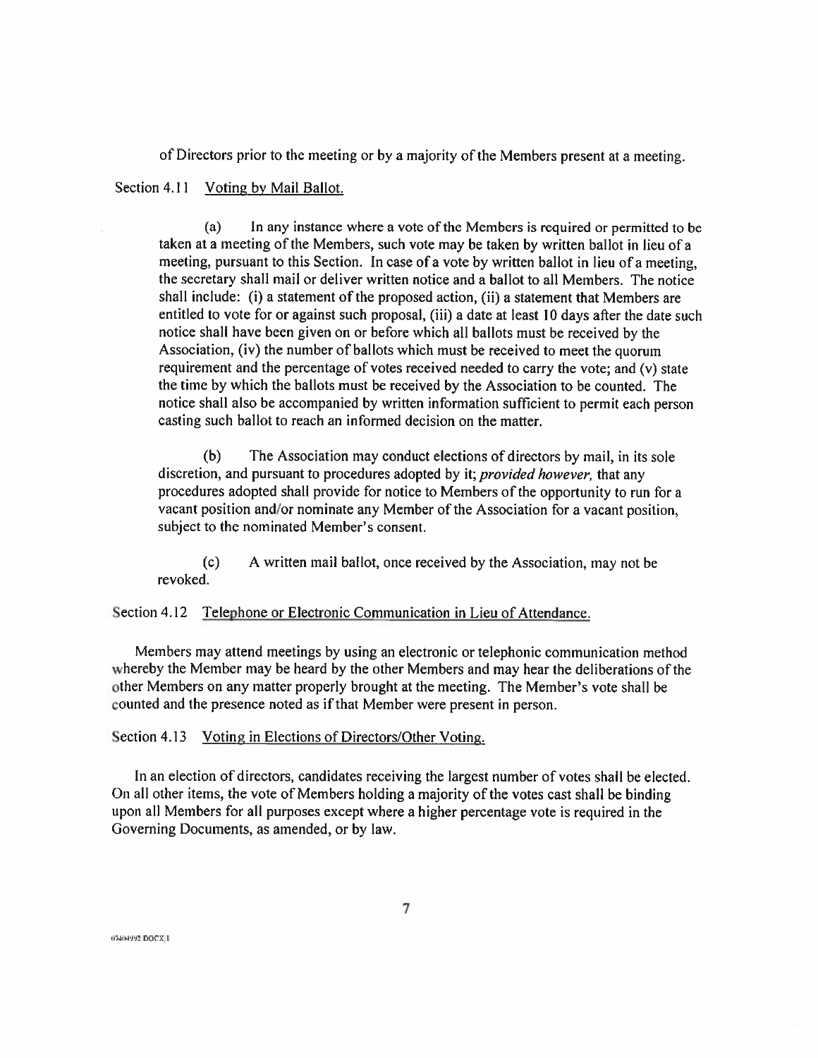of Directors prior to the meeting or by a majority of the Members present at a meeting.

Section 4.11 Voting by Mail Ballot.

(a) In any instance where a vote of the Members is required or permitted to be taken at a meeting of the Members, such vote may be taken by written ballot in lieu of a meeting, pursuant to this Section. In case of a vote by written ballot in lieu of a meeting, the secretary shall mail or deliver written notice and a ballot to all Members. The notice shall include: (i) a statement of the proposed action, (ii) a statement that Members are entitled to vote for or against such proposal, (iii) a date at least 10 days after the date such notice shall have been given on or before which all ballots must be received by the Association, (iv) the number of ballots which must be received to meet the quorum requirement and the percentage of votes received needed to carry the vote; and (v) state the time by which the ballots must be received by the Association to be counted. The notice shall also be accompanied by written information sufficient to permit each person casting such ballot to reach an informed decision on the matter.

(b) The Association may conduct elections of directors by mail, in its sole discretion, and pursuant to procedures adopted by it; *provided however,* that any procedures adopted shall provide for notice to Members of the opportunity to run for a vacant position and/or nominate any Member of the Association for a vacant position, subject to the nominated Member's consent.

(c) A written mail ballot, once received by the Association, may not be revoked.

Section 4.12 Telephone or Electronic Communication in Lieu of Attendance.

Members may attend meetings by using an electronic or telephonic communication method whereby the Member may be heard by the other Members and may hear the deliberations of the other Members on any matter properly brought at the meeting. The Member's vote shall be counted and the presence noted as if that Member were present in person.

Section 4.13 Voting in Elections of Directors/Other Voting.

In an election of directors, candidates receiving the largest number of votes shall be elected. On all other items, the vote of Members holding a majority of the votes cast shall be binding upon all Members for all purposes except where a higher percentage vote is required in the Governing Documents, as amended, or by law.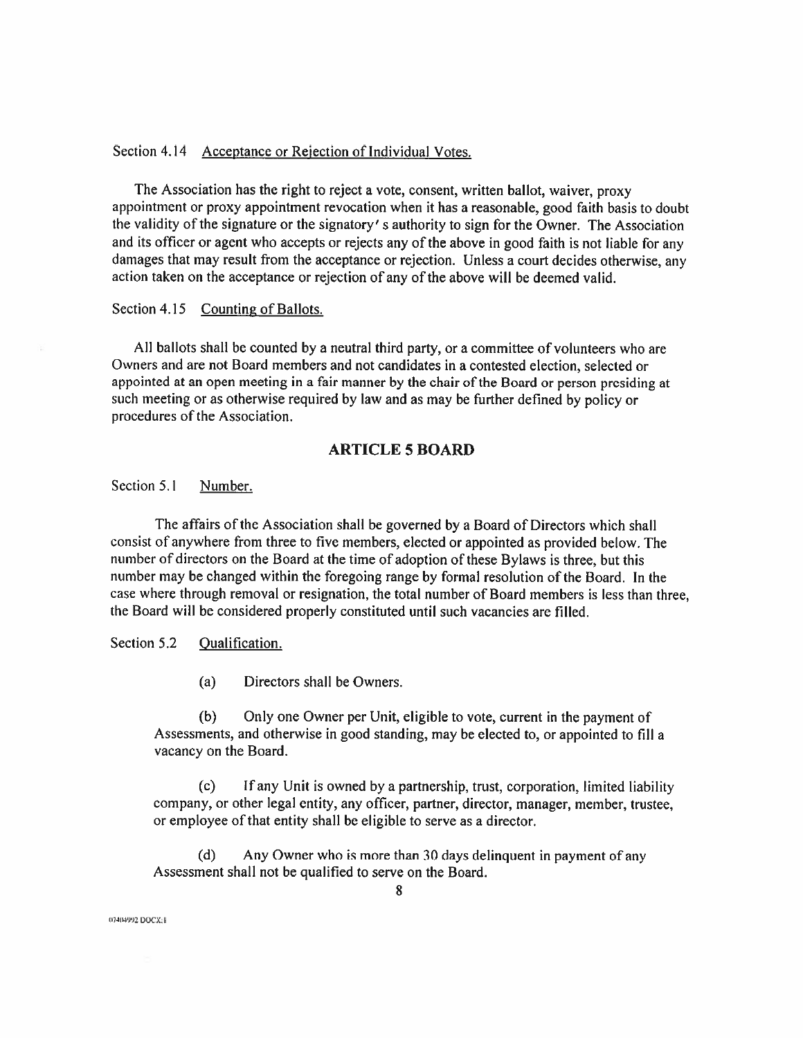Section 4.14 Acceptance or Rejection of Individual Votes.

The Association has the right to reject a vote, consent, written ballot, waiver, proxy appointment or proxy appointment revocation when it has a reasonable, good faith basis to doubt the validity of the signature or the signatory's authority to sign for the Owner. The Association and its officer or agent who accepts or rejects any of the above in good faith is not liable for any damages that may result from the acceptance or rejection. Unless a court decides otherwise, any action taken on the acceptance or rejection of any of the above will be deemed valid.

Section 4.15 Counting of Ballots.

All ballots shall be counted by a neutral third party, or a committee of volunteers who are Owners and are not Board members and not candidates in a contested election, selected or appointed at an open meeting in a fair manner by the chair of the Board or person presiding at such meeting or as otherwise required by law and as may be further defined by policy or procedures of the Association.

## ARTICLE 5 BOARD

Section 5.1 Number.

The affairs of the Association shall be governed by a Board of Directors which shall consist of anywhere from three to five members, elected or appointed as provided below. The number of directors on the Board at the time of adoption of these Bylaws is three, but this number may be changed within the foregoing range by formal resolution of the Board. In the case where through removal or resignation, the total number of Board members is less than three, the Board will be considered properly constituted until such vacancies are filled.

Section 5.2 Qualification.

(a) Directors shall be Owners.

(b) Only one Owner per Unit, eligible to vote, current in the payment of Assessments, and otherwise in good standing, may be elected to, or appointed to fill a vacancy on the Board.

(c) If any Unit is owned by a partnership, trust, corporation, limited liability company, or other legal entity, any officer, partner, director, manager, member, trustee, or employee of that entity shall be eligible to serve as a director.

(d) Any Owner who is more than 30 days delinquent in payment of any Assessment shall not be qualified to serve on the Board.

07404992 DOCX;1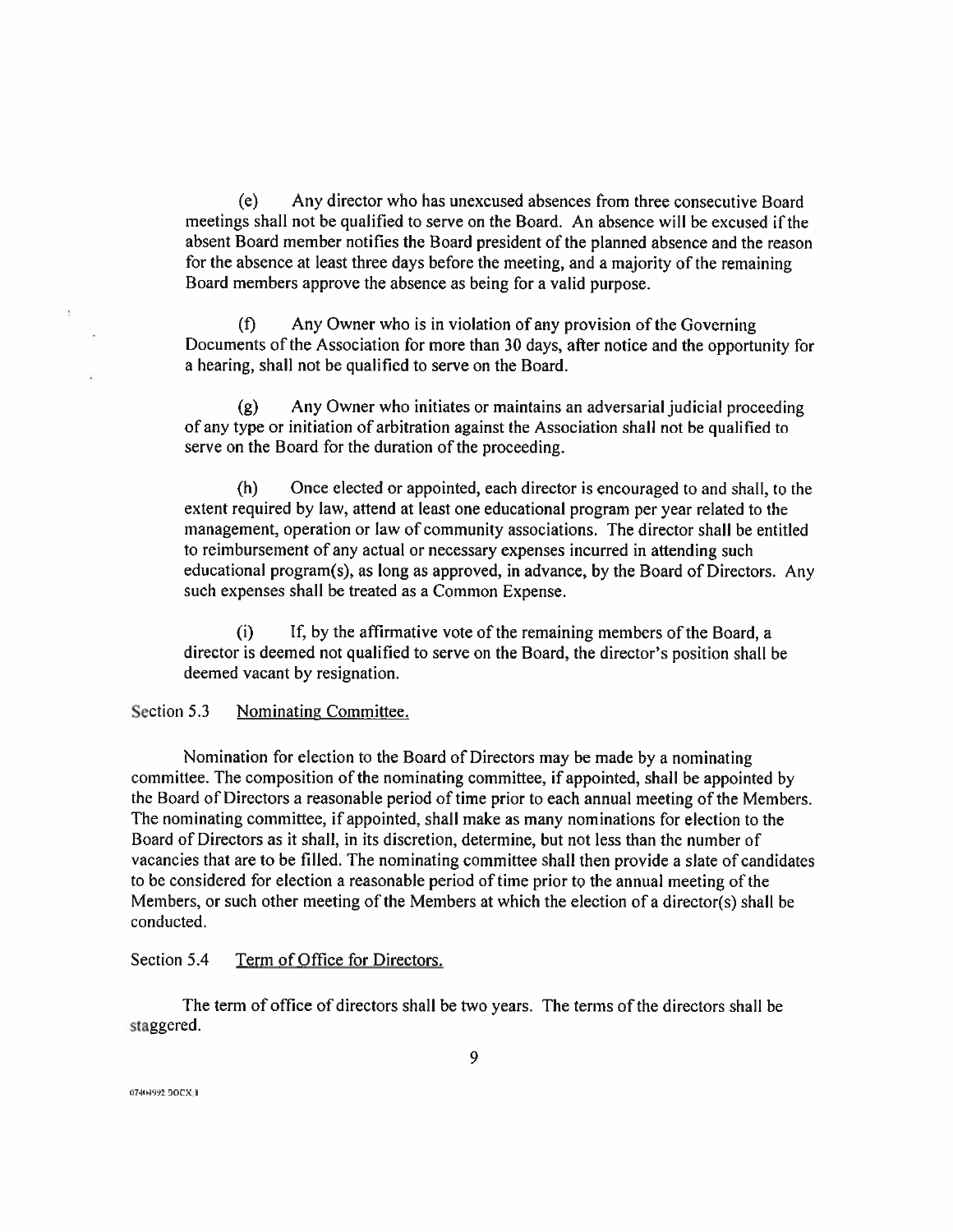(e) Any director who has unexcused absences from three consecutive Board meetings shall not be qualified to serve on the Board. An absence will be excused if the absent Board member notifies the Board president of the planned absence and the reason for the absence at least three days before the meeting, and a majority of the remaining Board members approve the absence as being for a valid purpose.

(f) Any Owner who is in violation of any provision of the Governing Documents of the Association for more than 30 days, after notice and the opportunity for a hearing, shall not be qualified to serve on the Board.

(g) Any Owner who initiates or maintains an adversarial judicial proceeding of any type or initiation of arbitration against the Association shall not be qualified to serve on the Board for the duration of the proceeding.

(h) Once elected or appointed, each director is encouraged to and shall, to the extent required by law, attend at least one educational program per year related to the management, operation or law of community associations. The director shall be entitled to reimbursement of any actual or necessary expenses incurred in attending such educational program(s), as long as approved, in advance, by the Board of Directors. Any such expenses shall be treated as a Common Expense.

(i) If, by the affirmative vote of the remaining members of the Board, a director is deemed not qualified to serve on the Board, the director's position shall be deemed vacant by resignation.

Section 5.3 Nominating Committee.

Nomination for election to the Board of Directors may be made by a nominating committee. The composition of the nominating committee, if appointed, shall be appointed by the Board of Directors a reasonable period of time prior to each annual meeting of the Members. The nominating committee, if appointed, shall make as many nominations for election to the Board of Directors as it shall, in its discretion, determine, but not less than the number of vacancies that are to be filled. The nominating committee shall then provide a slate of candidates to be considered for election a reasonable period of time prior to the annual meeting of the Members, or such other meeting of the Members at which the election of a director(s) shall be conducted.

Section 5.4 Term of Office for Directors.

The term of office of directors shall be two years. The terms of the directors shall be staggered.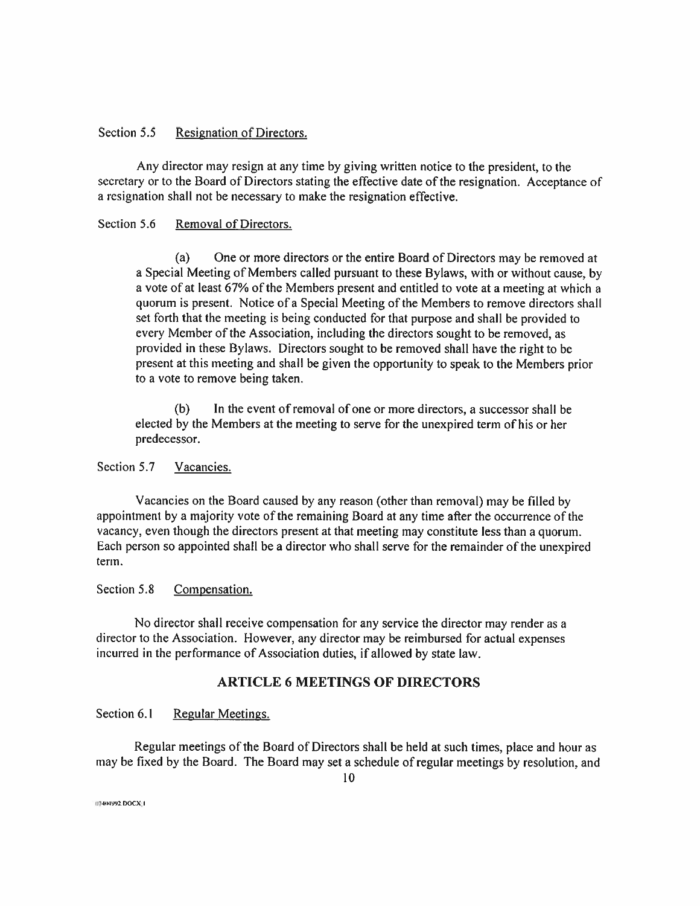Section 5.5 Resignation of Directors.

Any director may resign at any time by giving written notice to the president, to the secretary or to the Board of Directors stating the effective date of the resignation. Acceptance of a resignation shall not be necessary to make the resignation effective.

Section 5.6 Removal of Directors.

(a) One or more directors or the entire Board of Directors may be removed at a Special Meeting of Members called pursuant to these Bylaws, with or without cause, by a vote of at least 67% of the Members present and entitled to vote at a meeting at which a quorum is present. Notice of a Special Meeting of the Members to remove directors shall set forth that the meeting is being conducted for that purpose and shall be provided to every Member of the Association, including the directors sought to be removed, as provided in these Bylaws. Directors sought to be removed shall have the right to be present at this meeting and shall be given the opportunity to speak to the Members prior to a vote to remove being taken.

(b) In the event of removal of one or more directors, a successor shall be elected by the Members at the meeting to serve for the unexpired term of his or her predecessor.

Section 5.7 Vacancies.

Vacancies on the Board caused by any reason (other than removal) may be filled by appointment by a majority vote of the remaining Board at any time after the occurrence of the vacancy, even though the directors present at that meeting may constitute less than a quorum. Each person so appointed shall be a director who shall serve for the remainder of the unexpired term.

Section 5.8 Compensation.

No director shall receive compensation for any service the director may render as a director to the Association. However, any director may be reimbursed for actual expenses incurred in the performance of Association duties, if allowed by state law.

## ARTICLE 6 MEETINGS OF DIRECTORS

Section 6.1 Regular Meetings.

Regular meetings of the Board of Directors shall be held at such times, place and hour as may be fixed by the Board. The Board may set a schedule of regular meetings by resolution, and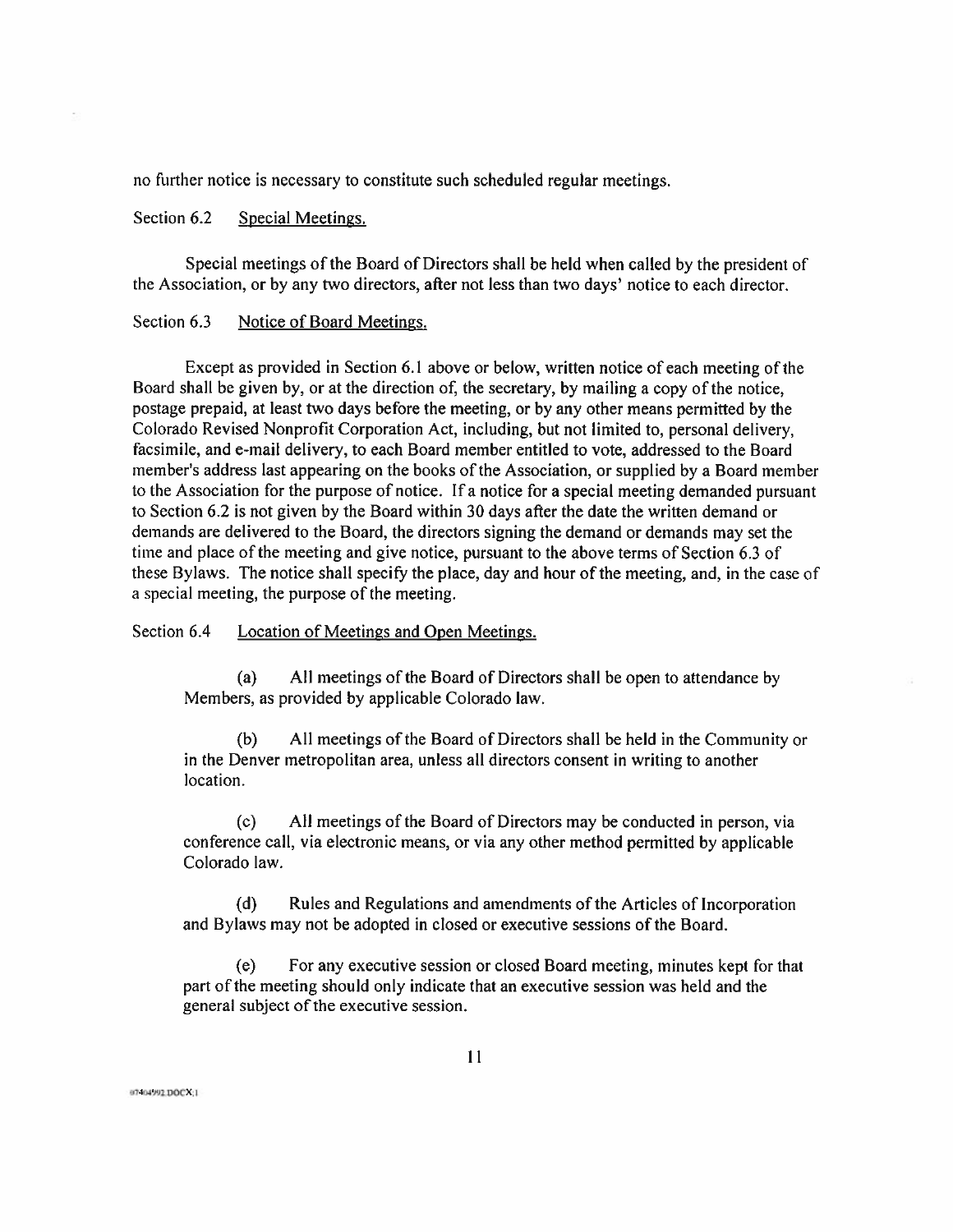no further notice is necessary to constitute such scheduled regular meetings.

Section 6.2 Special Meetings.

Special meetings of the Board of Directors shall be held when called by the president of the Association, or by any two directors, after not less than two days' notice to each director.

Section 6.3 Notice of Board Meetings.

Except as provided in Section 6.1 above or below, written notice of each meeting of the Board shall be given by, or at the direction of, the secretary, by mailing a copy of the notice, postage prepaid, at least two days before the meeting, or by any other means permitted by the Colorado Revised Nonprofit Corporation Act, including, but not limited to, personal delivery, facsimile, and e-mail delivery, to each Board member entitled to vote, addressed to the Board member's address last appearing on the books of the Association, or supplied by a Board member to the Association for the purpose of notice. If a notice for a special meeting demanded pursuant to Section 6.2 is not given by the Board within 30 days after the date the written demand or demands are delivered to the Board, the directors signing the demand or demands may set the time and place of the meeting and give notice, pursuant to the above terms of Section 6.3 of these Bylaws. The notice shall specify the place, day and hour of the meeting, and, in the case of a special meeting, the purpose of the meeting.

Section 6.4 Location of Meetings and Open Meetings.

(a) All meetings of the Board of Directors shall be open to attendance by Members, as provided by applicable Colorado law.

(b) All meetings of the Board of Directors shall be held in the Community or in the Denver metropolitan area, unless all directors consent in writing to another location.

(c) All meetings of the Board of Directors may be conducted in person, via conference call, via electronic means, or via any other method permitted by applicable Colorado law.

(d) Rules and Regulations and amendments of the Articles of Incorporation and Bylaws may not be adopted in closed or executive sessions of the Board.

(e) For any executive session or closed Board meeting, minutes kept for that part of the meeting should only indicate that an executive session was held and the general subject of the executive session.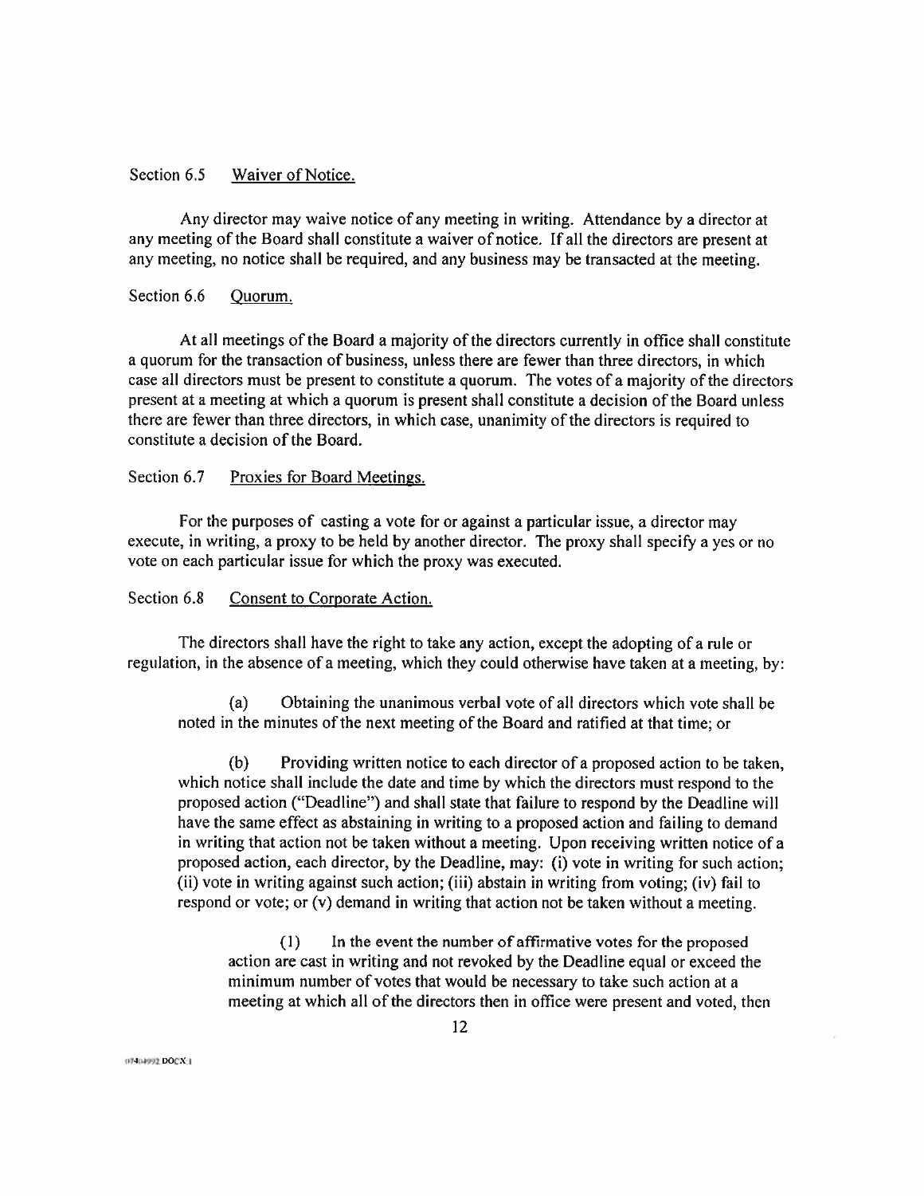Section 6.5 Waiver of Notice.

Any director may waive notice of any meeting in writing. Attendance by a director at any meeting of the Board shall constitute a waiver of notice. If all the directors are present at any meeting, no notice shall be required, and any business may be transacted at the meeting.

Section 6.6 Quorum.

At all meetings of the Board a majority of the directors currently in office shall constitute a quorum for the transaction of business, unless there are fewer than three directors, in which case all directors must be present to constitute a quorum. The votes of a majority of the directors present at a meeting at which a quorum is present shall constitute a decision of the Board unless there are fewer than three directors, in which case, unanimity of the directors is required to constitute a decision of the Board.

Section 6.7 Proxies for Board Meetings.

For the purposes of casting a vote for or against a particular issue, a director may execute, in writing, a proxy to be held by another director. The proxy shall specify a yes or no vote on each particular issue for which the proxy was executed.

Section 6.8 Consent to Corporate Action.

The directors shall have the right to take any action, except the adopting of a rule or regulation, in the absence of a meeting, which they could otherwise have taken at a meeting, by:

(a) Obtaining the unanimous verbal vote of all directors which vote shall be noted in the minutes of the next meeting of the Board and ratified at that time; or

(b) Providing written notice to each director of a proposed action to be taken, which notice shall include the date and time by which the directors must respond to the proposed action ("Deadline") and shall state that failure to respond by the Deadline will have the same effect as abstaining in writing to a proposed action and failing to demand in writing that action not be taken without a meeting. Upon receiving written notice of a proposed action, each director, by the Deadline, may: (i) vote in writing for such action; (ii) vote in writing against such action; (iii) abstain in writing from voting; (iv) fail to respond or vote; or (v) demand in writing that action not be taken without a meeting.

(1) In the event the number of affirmative votes for the proposed action are cast in writing and not revoked by the Deadline equal or exceed the minimum number of votes that would be necessary to take such action at a meeting at which all of the directors then in office were present and voted, then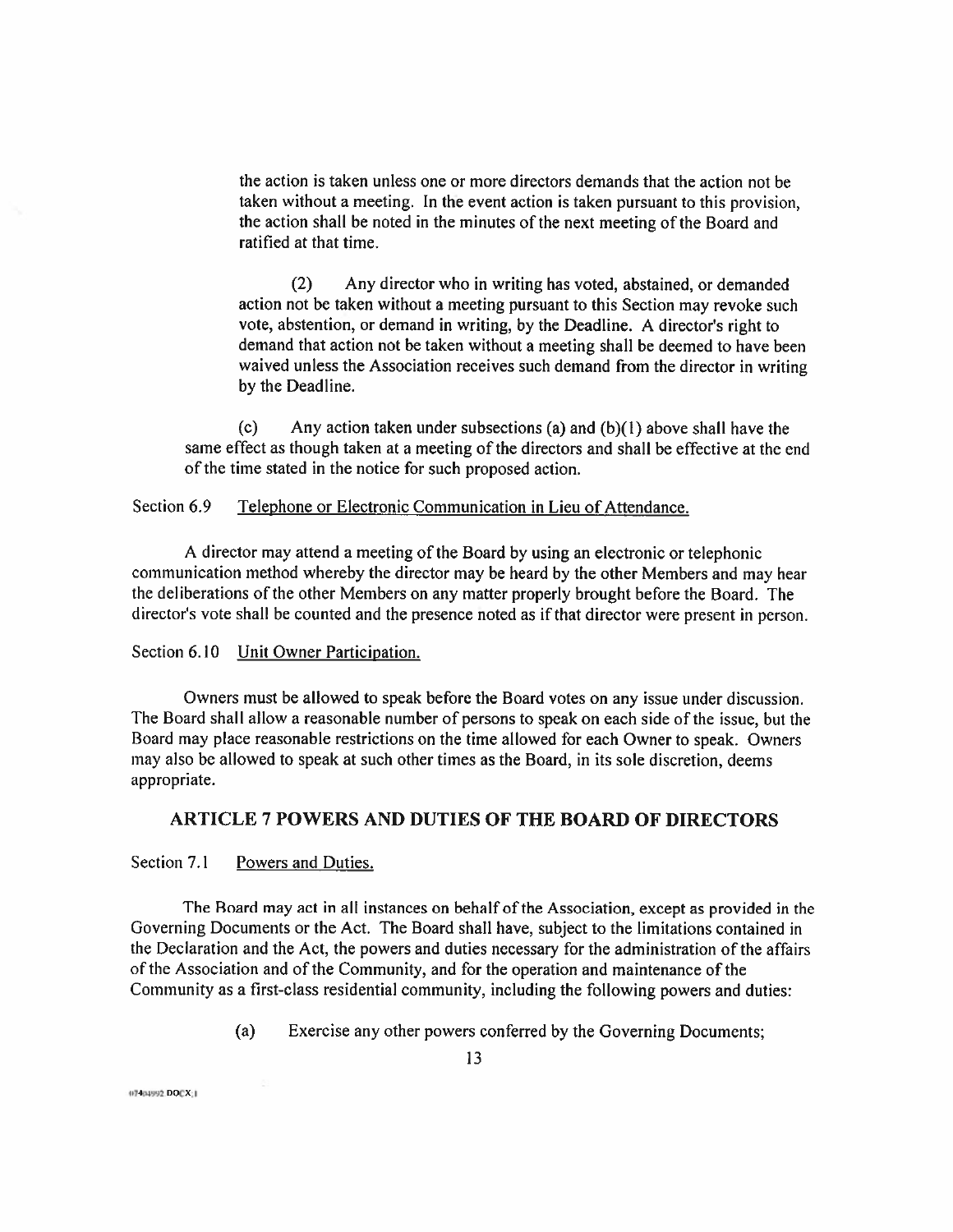the action is taken unless one or more directors demands that the action not be taken without a meeting. In the event action is taken pursuant to this provision, the action shall be noted in the minutes of the next meeting of the Board and ratified at that time.

(2) Any director who in writing has voted, abstained, or demanded action not be taken without a meeting pursuant to this Section may revoke such vote, abstention, or demand in writing, by the Deadline. A director's right to demand that action not be taken without a meeting shall be deemed to have been waived unless the Association receives such demand from the director in writing by the Deadline.

(c) Any action taken under subsections (a) and (b)(1) above shall have the same effect as though taken at a meeting of the directors and shall be effective at the end of the time stated in the notice for such proposed action.

Section 6.9 Telephone or Electronic Communication in Lieu of Attendance.

A director may attend a meeting of the Board by using an electronic or telephonic communication method whereby the director may be heard by the other Members and may hear the deliberations of the other Members on any matter properly brought before the Board. The director's vote shall be counted and the presence noted as if that director were present in person.

Section 6.10 Unit Owner Participation.

Owners must be allowed to speak before the Board votes on any issue under discussion. The Board shall allow a reasonable number of persons to speak on each side of the issue, but the Board may place reasonable restrictions on the time allowed for each Owner to speak. Owners may also be allowed to speak at such other times as the Board, in its sole discretion, deems appropriate.

## ARTICLE 7 POWERS AND DUTIES OF THE BOARD OF DIRECTORS

Section 7.1 Powers and Duties.

The Board may act in all instances on behalf of the Association, except as provided in the Governing Documents or the Act. The Board shall have, subject to the limitations contained in the Declaration and the Act, the powers and duties necessary for the administration of the affairs of the Association and of the Community, and for the operation and maintenance of the Community as a first-class residential community, including the following powers and duties:

(a) Exercise any other powers conferred by the Governing Documents;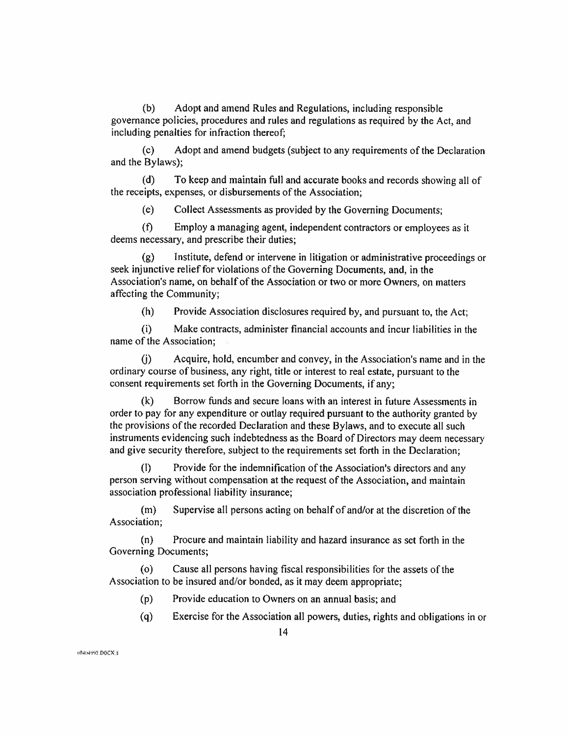(b) Adopt and amend Rules and Regulations, including responsible governance policies, procedures and rules and regulations as required by the Act, and including penalties for infraction thereof;

(c) Adopt and amend budgets (subject to any requirements of the Declaration and the Bylaws);

(d) To keep and maintain full and accurate books and records showing all of the receipts, expenses, or disbursements of the Association;

(e) Collect Assessments as provided by the Governing Documents;

(f) Employ a managing agent, independent contractors or employees as it deems necessary, and prescribe their duties;

(g) Institute, defend or intervene in litigation or administrative proceedings or seek injunctive relief for violations of the Governing Documents, and, in the Association's name, on behalf of the Association or two or more Owners, on matters affecting the Community;

(h) Provide Association disclosures required by, and pursuant to, the Act;

(i) Make contracts, administer financial accounts and incur liabilities in the name of the Association;

(j) Acquire, hold, encumber and convey, in the Association's name and in the ordinary course of business, any right, title or interest to real estate, pursuant to the consent requirements set forth in the Governing Documents, if any;

(k) Borrow funds and secure loans with an interest in future Assessments in order to pay for any expenditure or outlay required pursuant to the authority granted by the provisions of the recorded Declaration and these Bylaws, and to execute all such instruments evidencing such indebtedness as the Board of Directors may deem necessary and give security therefore, subject to the requirements set forth in the Declaration;

(l) Provide for the indemnification of the Association's directors and any person serving without compensation at the request of the Association, and maintain association professional liability insurance;

(m) Supervise all persons acting on behalf of and/or at the discretion of the Association;

(n) Procure and maintain liability and hazard insurance as set forth in the Governing Documents;

(o) Cause all persons having fiscal responsibilities for the assets of the Association to be insured and/or bonded, as it may deem appropriate;

(p) Provide education to Owners on an annual basis; and

(q) Exercise for the Association all powers, duties, rights and obligations in or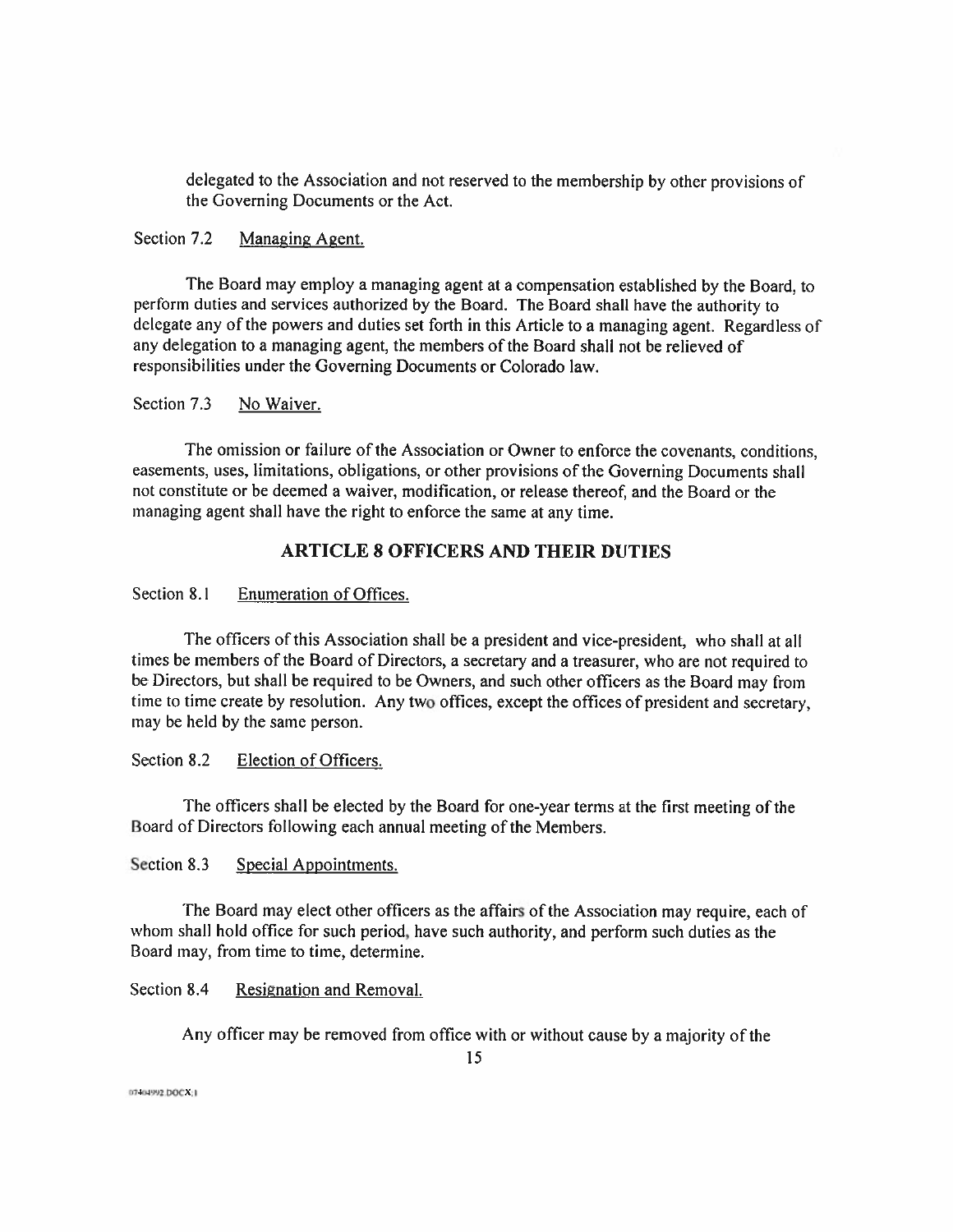delegated to the Association and not reserved to the membership by other provisions of the Governing Documents or the Act.

Section 7.2 Managing Agent.

The Board may employ a managing agent at a compensation established by the Board, to perform duties and services authorized by the Board. The Board shall have the authority to delegate any of the powers and duties set forth in this Article to a managing agent. Regardless of any delegation to a managing agent, the members of the Board shall not be relieved of responsibilities under the Governing Documents or Colorado law.

Section 7.3 No Waiver.

The omission or failure of the Association or Owner to enforce the covenants, conditions, easements, uses, limitations, obligations, or other provisions of the Governing Documents shall not constitute or be deemed a waiver, modification, or release thereof, and the Board or the managing agent shall have the right to enforce the same at any time.

## ARTICLE 8 OFFICERS AND THEIR DUTIES

Section 8.1 Enumeration of Offices.

The officers of this Association shall be a president and vice-president, who shall at all times be members of the Board of Directors, a secretary and a treasurer, who are not required to be Directors, but shall be required to be Owners, and such other officers as the Board may from time to time create by resolution. Any two offices, except the offices of president and secretary, may be held by the same person.

Section 8.2 Election of Officers.

The officers shall be elected by the Board for one-year terms at the first meeting of the Board of Directors following each annual meeting of the Members.

Section 8.3 Special Appointments.

The Board may elect other officers as the affairs of the Association may require, each of whom shall hold office for such period, have such authority, and perform such duties as the Board may, from time to time, determine.

Section 8.4 Resignation and Removal.

Any officer may be removed from office with or without cause by a majority of the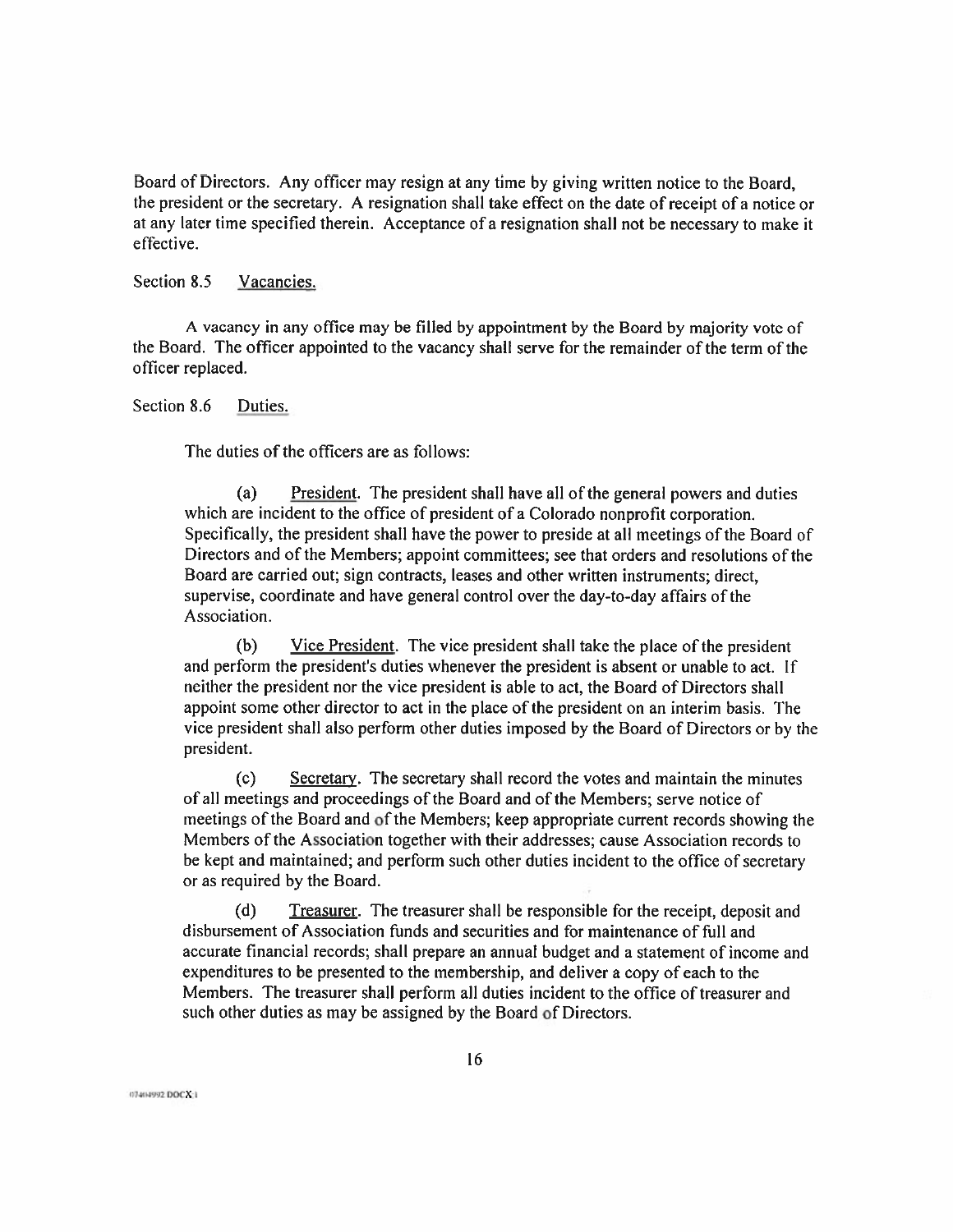Board of Directors. Any officer may resign at any time by giving written notice to the Board, the president or the secretary. A resignation shall take effect on the date of receipt of a notice or at any later time specified therein. Acceptance of a resignation shall not be necessary to make it effective.

Section 8.5 Vacancies.

A vacancy in any office may be filled by appointment by the Board by majority vote of the Board. The officer appointed to the vacancy shall serve for the remainder of the term of the officer replaced.

Section 8.6 Duties.

The duties of the officers are as follows:

(a) President. The president shall have all of the general powers and duties which are incident to the office of president of a Colorado nonprofit corporation. Specifically, the president shall have the power to preside at all meetings of the Board of Directors and of the Members; appoint committees; see that orders and resolutions of the Board are carried out; sign contracts, leases and other written instruments; direct, supervise, coordinate and have general control over the day-to-day affairs of the Association.

(b) Vice President. The vice president shall take the place of the president and perform the president's duties whenever the president is absent or unable to act. If neither the president nor the vice president is able to act, the Board of Directors shall appoint some other director to act in the place of the president on an interim basis. The vice president shall also perform other duties imposed by the Board of Directors or by the president.

(c) Secretary. The secretary shall record the votes and maintain the minutes of all meetings and proceedings of the Board and of the Members; serve notice of meetings of the Board and of the Members; keep appropriate current records showing the Members of the Association together with their addresses; cause Association records to be kept and maintained; and perform such other duties incident to the office of secretary or as required by the Board.

(d) Treasurer. The treasurer shall be responsible for the receipt, deposit and disbursement of Association funds and securities and for maintenance of full and accurate financial records; shall prepare an annual budget and a statement of income and expenditures to be presented to the membership, and deliver a copy of each to the Members. The treasurer shall perform all duties incident to the office of treasurer and such other duties as may be assigned by the Board of Directors.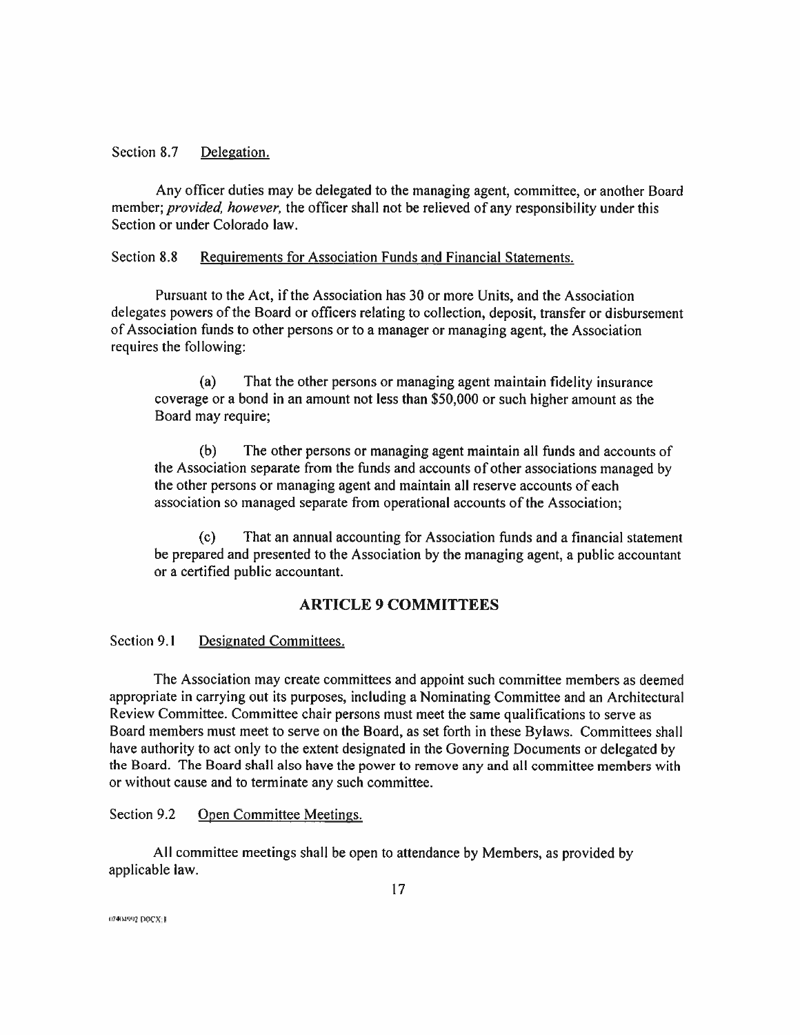Section 8.7 Delegation.

Any officer duties may be delegated to the managing agent, committee, or another Board member; *provided, however,* the officer shall not be relieved of any responsibility under this Section or under Colorado law.

Section 8.8 Requirements for Association Funds and Financial Statements.

Pursuant to the Act, if the Association has 30 or more Units, and the Association delegates powers of the Board or officers relating to collection, deposit, transfer or disbursement of Association funds to other persons or to a manager or managing agent, the Association requires the following:

(a) That the other persons or managing agent maintain fidelity insurance coverage or a bond in an amount not less than $50,000 or such higher amount as the Board may require;

(b) The other persons or managing agent maintain all funds and accounts of the Association separate from the funds and accounts of other associations managed by the other persons or managing agent and maintain all reserve accounts of each association so managed separate from operational accounts of the Association;

(c) That an annual accounting for Association funds and a financial statement be prepared and presented to the Association by the managing agent, a public accountant or a certified public accountant.

## ARTICLE 9 COMMITTEES

Section 9.1 Designated Committees.

The Association may create committees and appoint such committee members as deemed appropriate in carrying out its purposes, including a Nominating Committee and an Architectural Review Committee. Committee chair persons must meet the same qualifications to serve as Board members must meet to serve on the Board, as set forth in these Bylaws. Committees shall have authority to act only to the extent designated in the Governing Documents or delegated by the Board. The Board shall also have the power to remove any and all committee members with or without cause and to terminate any such committee.

Section 9.2 Open Committee Meetings.

All committee meetings shall be open to attendance by Members, as provided by applicable law.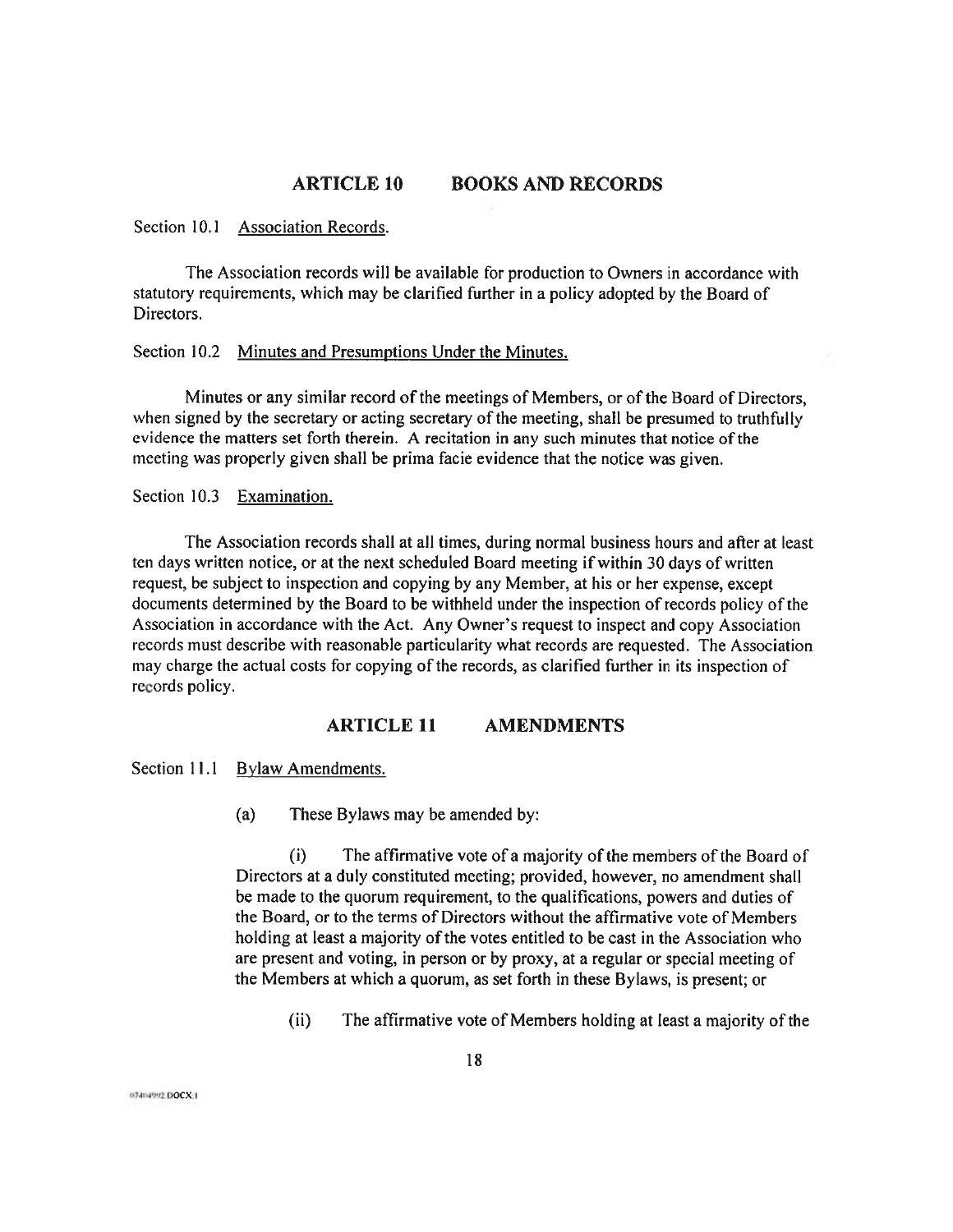## ARTICLE 10 BOOKS AND RECORDS

Section 10.1 Association Records.

The Association records will be available for production to Owners in accordance with statutory requirements, which may be clarified further in a policy adopted by the Board of Directors.

Section 10.2 Minutes and Presumptions Under the Minutes.

Minutes or any similar record of the meetings of Members, or of the Board of Directors, when signed by the secretary or acting secretary of the meeting, shall be presumed to truthfully evidence the matters set forth therein. A recitation in any such minutes that notice of the meeting was properly given shall be prima facie evidence that the notice was given.

Section 10.3 Examination.

The Association records shall at all times, during normal business hours and after at least ten days written notice, or at the next scheduled Board meeting if within 30 days of written request, be subject to inspection and copying by any Member, at his or her expense, except documents determined by the Board to be withheld under the inspection of records policy of the Association in accordance with the Act. Any Owner's request to inspect and copy Association records must describe with reasonable particularity what records are requested. The Association may charge the actual costs for copying of the records, as clarified further in its inspection of records policy.

## ARTICLE 11 AMENDMENTS

Section 11.1 Bylaw Amendments.

(a) These Bylaws may be amended by:

(i) The affirmative vote of a majority of the members of the Board of Directors at a duly constituted meeting; provided, however, no amendment shall be made to the quorum requirement, to the qualifications, powers and duties of the Board, or to the terms of Directors without the affirmative vote of Members holding at least a majority of the votes entitled to be cast in the Association who are present and voting, in person or by proxy, at a regular or special meeting of the Members at which a quorum, as set forth in these Bylaws, is present; or

(ii) The affirmative vote of Members holding at least a majority of the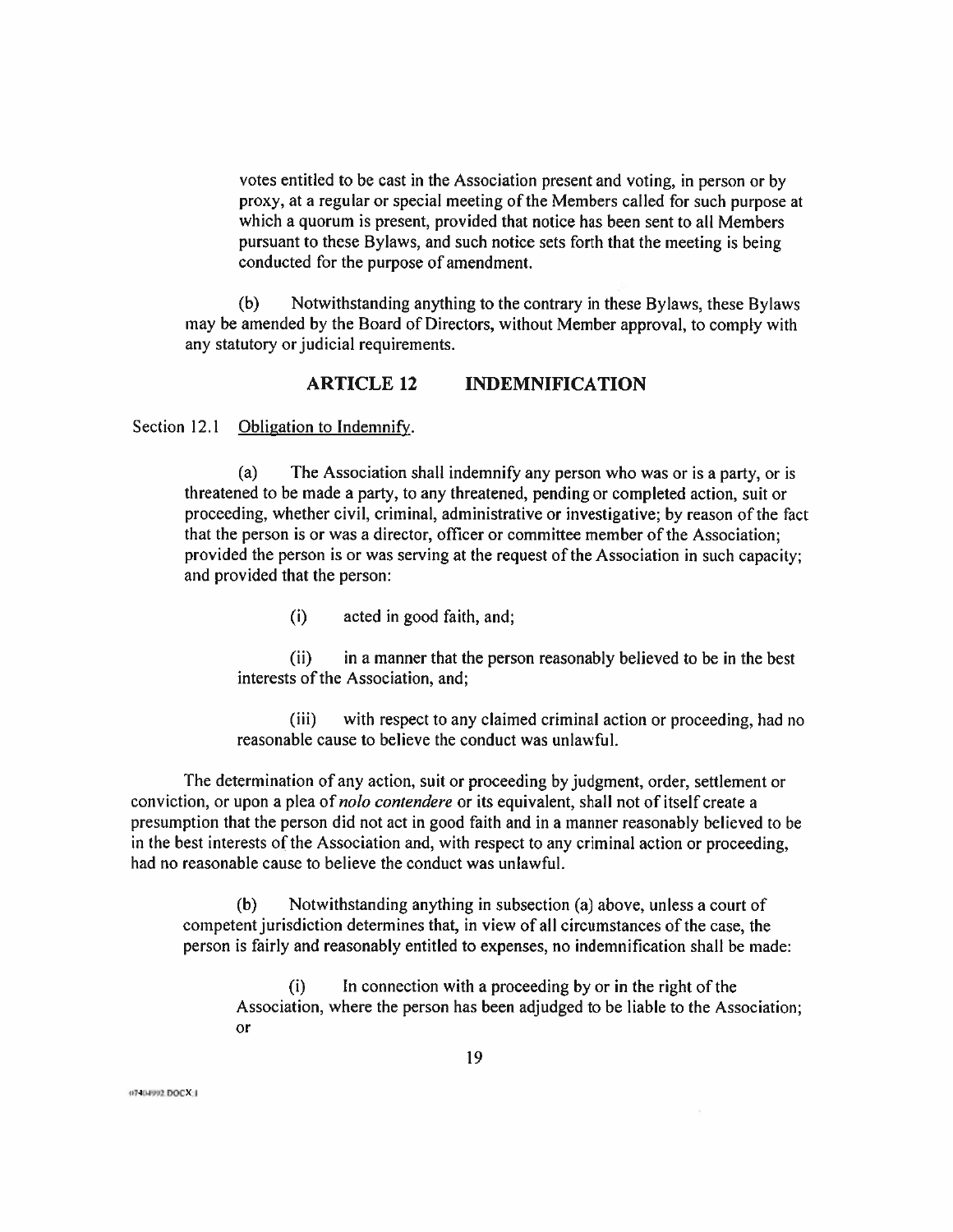votes entitled to be cast in the Association present and voting, in person or by proxy, at a regular or special meeting of the Members called for such purpose at which a quorum is present, provided that notice has been sent to all Members pursuant to these Bylaws, and such notice sets forth that the meeting is being conducted for the purpose of amendment.

(b) Notwithstanding anything to the contrary in these Bylaws, these Bylaws may be amended by the Board of Directors, without Member approval, to comply with any statutory or judicial requirements.

## ARTICLE 12 INDEMNIFICATION

Section 12.1 Obligation to Indemnify.

(a) The Association shall indemnify any person who was or is a party, or is threatened to be made a party, to any threatened, pending or completed action, suit or proceeding, whether civil, criminal, administrative or investigative; by reason of the fact that the person is or was a director, officer or committee member of the Association; provided the person is or was serving at the request of the Association in such capacity; and provided that the person:

(i) acted in good faith, and;

(ii) in a manner that the person reasonably believed to be in the best interests of the Association, and;

(iii) with respect to any claimed criminal action or proceeding, had no reasonable cause to believe the conduct was unlawful.

The determination of any action, suit or proceeding by judgment, order, settlement or conviction, or upon a plea of *nolo contendere* or its equivalent, shall not of itself create a presumption that the person did not act in good faith and in a manner reasonably believed to be in the best interests of the Association and, with respect to any criminal action or proceeding, had no reasonable cause to believe the conduct was unlawful.

(b) Notwithstanding anything in subsection (a) above, unless a court of competent jurisdiction determines that, in view of all circumstances of the case, the person is fairly and reasonably entitled to expenses, no indemnification shall be made:

(i) In connection with a proceeding by or in the right of the Association, where the person has been adjudged to be liable to the Association; or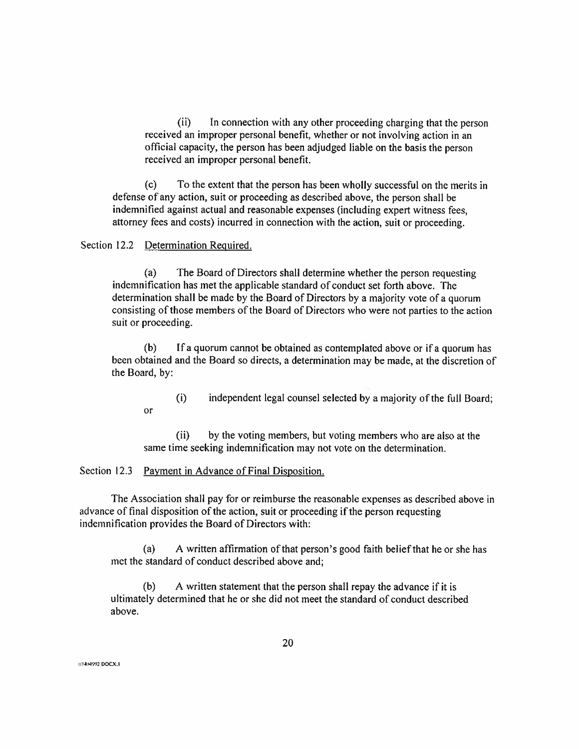(ii) In connection with any other proceeding charging that the person received an improper personal benefit, whether or not involving action in an official capacity, the person has been adjudged liable on the basis the person received an improper personal benefit.

(c) To the extent that the person has been wholly successful on the merits in defense of any action, suit or proceeding as described above, the person shall be indemnified against actual and reasonable expenses (including expert witness fees, attorney fees and costs) incurred in connection with the action, suit or proceeding.

Section 12.2 Determination Required.

(a) The Board of Directors shall determine whether the person requesting indemnification has met the applicable standard of conduct set forth above. The determination shall be made by the Board of Directors by a majority vote of a quorum consisting of those members of the Board of Directors who were not parties to the action suit or proceeding.

(b) If a quorum cannot be obtained as contemplated above or if a quorum has been obtained and the Board so directs, a determination may be made, at the discretion of the Board, by:

(i) independent legal counsel selected by a majority of the full Board;

or

(ii) by the voting members, but voting members who are also at the same time seeking indemnification may not vote on the determination.

Section 12.3 Payment in Advance of Final Disposition.

The Association shall pay for or reimburse the reasonable expenses as described above in advance of final disposition of the action, suit or proceeding if the person requesting indemnification provides the Board of Directors with:

(a) A written affirmation of that person's good faith belief that he or she has met the standard of conduct described above and;

(b) A written statement that the person shall repay the advance if it is ultimately determined that he or she did not meet the standard of conduct described above.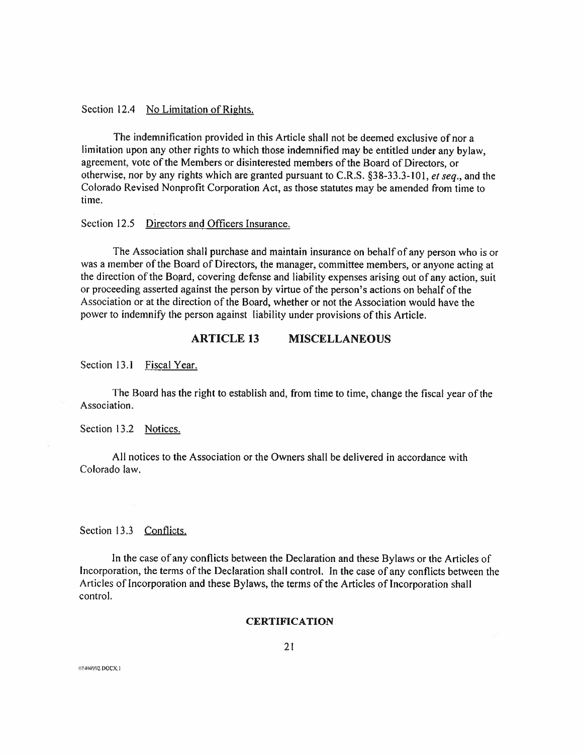Section 12.4 No Limitation of Rights.

The indemnification provided in this Article shall not be deemed exclusive of nor a limitation upon any other rights to which those indemnified may be entitled under any bylaw, agreement, vote of the Members or disinterested members of the Board of Directors, or otherwise, nor by any rights which are granted pursuant to C.R.S. §38-33.3-101, *et seq*., and the Colorado Revised Nonprofit Corporation Act, as those statutes may be amended from time to time.

Section 12.5 Directors and Officers Insurance.

The Association shall purchase and maintain insurance on behalf of any person who is or was a member of the Board of Directors, the manager, committee members, or anyone acting at the direction of the Board, covering defense and liability expenses arising out of any action, suit or proceeding asserted against the person by virtue of the person's actions on behalf of the Association or at the direction of the Board, whether or not the Association would have the power to indemnify the person against liability under provisions of this Article.

## ARTICLE 13 MISCELLANEOUS

Section 13.1 Fiscal Year.

The Board has the right to establish and, from time to time, change the fiscal year of the Association.

Section 13.2 Notices.

All notices to the Association or the Owners shall be delivered in accordance with Colorado law.

Section 13.3 Conflicts.

In the case of any conflicts between the Declaration and these Bylaws or the Articles of Incorporation, the terms of the Declaration shall control. In the case of any conflicts between the Articles of Incorporation and these Bylaws, the terms of the Articles of Incorporation shall control.

**CERTIFICATION**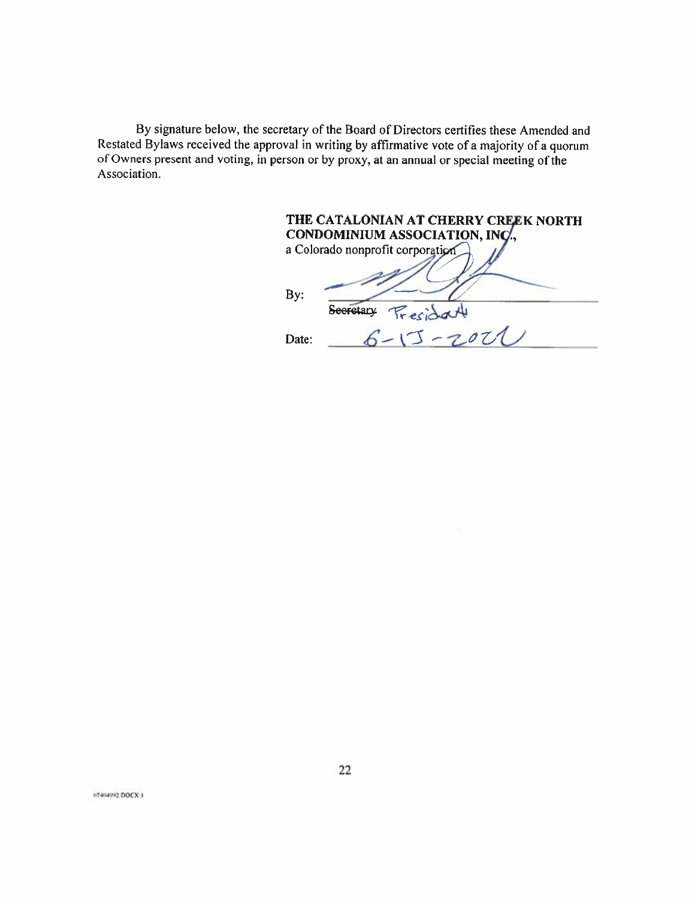By signature below, the secretary of the Board of Directors certifies these Amended and Restated Bylaws received the approval in writing by affirmative vote of a majority of a quorum of Owners present and voting, in person or by proxy, at an annual or special meeting of the Association.

**THE CATALONIAN AT CHERRY CREEK NORTH CONDOMINIUM ASSOCIATION, INC.,**
a Colorado nonprofit corporation

By: ______________________________
~~Secretary~~ President

Date: 6-15-2021

07404992.DOCX:1